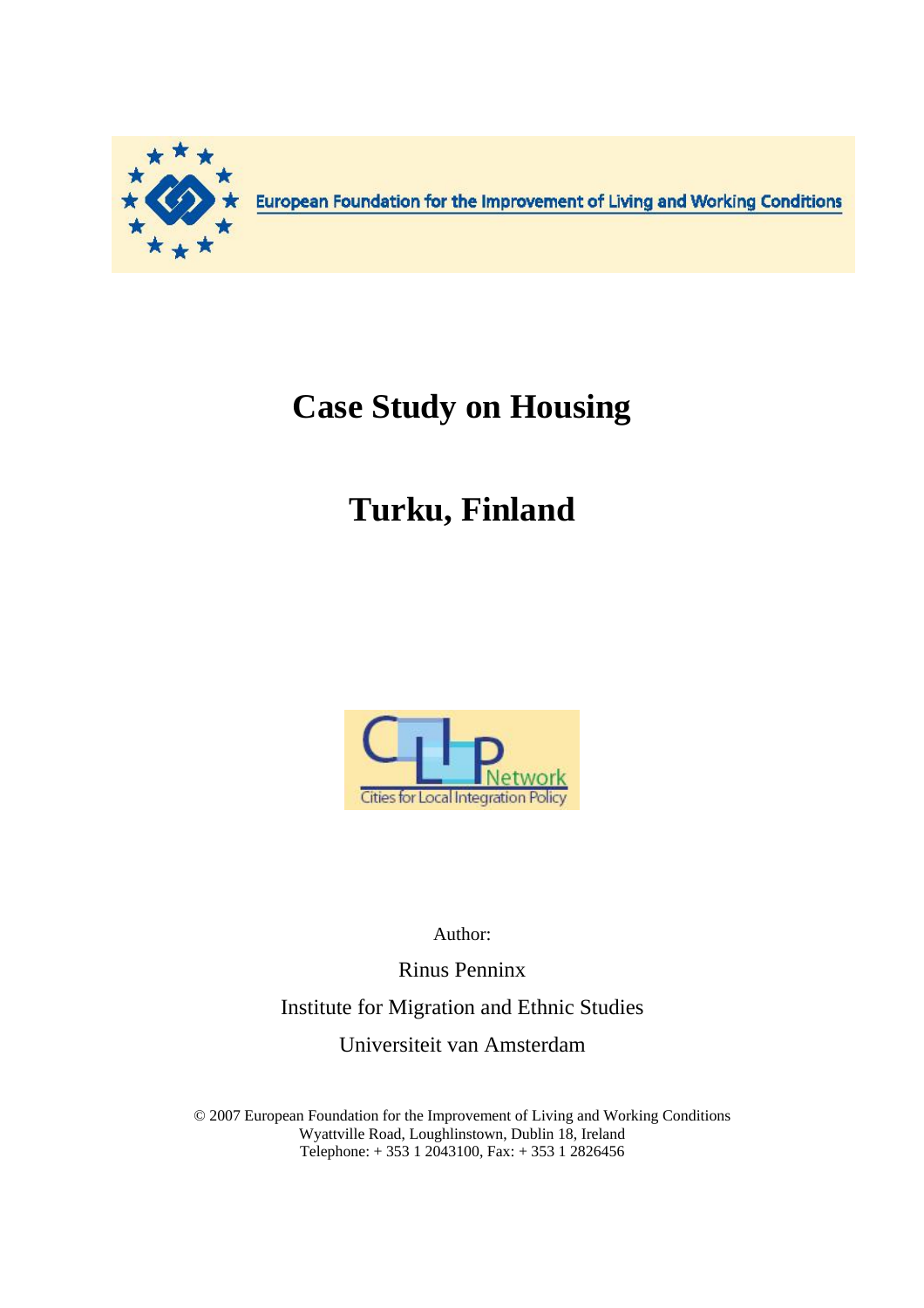European Foundation for the Improvement of Living and Working Conditions

# Case Study on Housing

# Turku, Finland

CLIP Network
Cities for Local Integration Policy

Author:

Rinus Penninx

Institute for Migration and Ethnic Studies

Universiteit van Amsterdam

© 2007 European Foundation for the Improvement of Living and Working Conditions
Wyattville Road, Loughlinstown, Dublin 18, Ireland
Telephone: + 353 1 2043100, Fax: + 353 1 2826456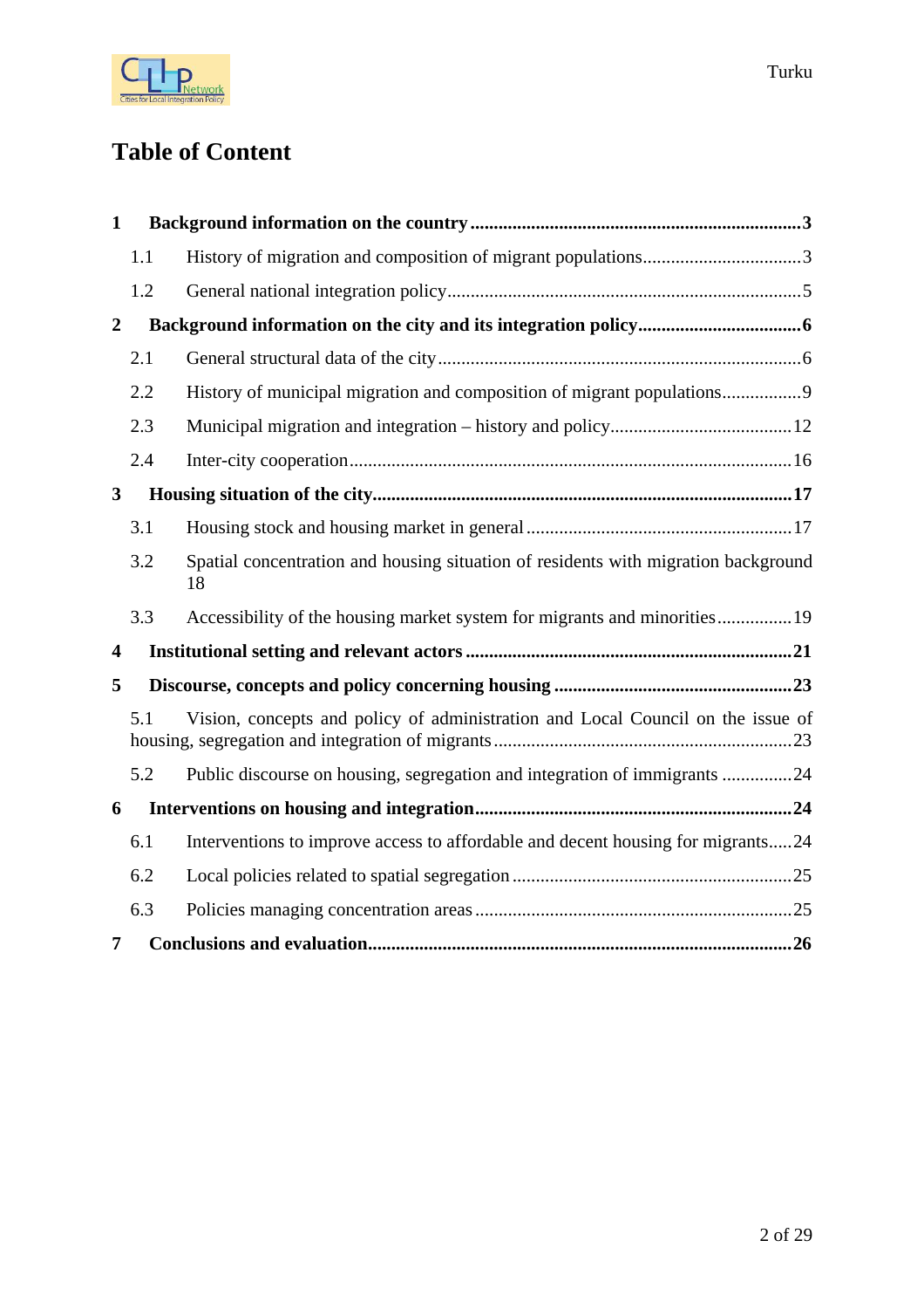# Table of Content

**1 Background information on the country ....................................................................3**

1.1 History of migration and composition of migrant populations.................................3

1.2 General national integration policy..........................................................................5

**2 Background information on the city and its integration policy..................................6**

2.1 General structural data of the city............................................................................6

2.2 History of municipal migration and composition of migrant populations................9

2.3 Municipal migration and integration – history and policy......................................12

2.4 Inter-city cooperation.............................................................................................16

**3 Housing situation of the city.........................................................................................17**

3.1 Housing stock and housing market in general........................................................17

3.2 Spatial concentration and housing situation of residents with migration background 18

3.3 Accessibility of the housing market system for migrants and minorities...............19

**4 Institutional setting and relevant actors .....................................................................21**

**5 Discourse, concepts and policy concerning housing ..................................................23**

5.1 Vision, concepts and policy of administration and Local Council on the issue of housing, segregation and integration of migrants...............................................................23

5.2 Public discourse on housing, segregation and integration of immigrants ..............24

**6 Interventions on housing and integration...................................................................24**

6.1 Interventions to improve access to affordable and decent housing for migrants.....24

6.2 Local policies related to spatial segregation ...........................................................25

6.3 Policies managing concentration areas ...................................................................25

**7 Conclusions and evaluation..........................................................................................26**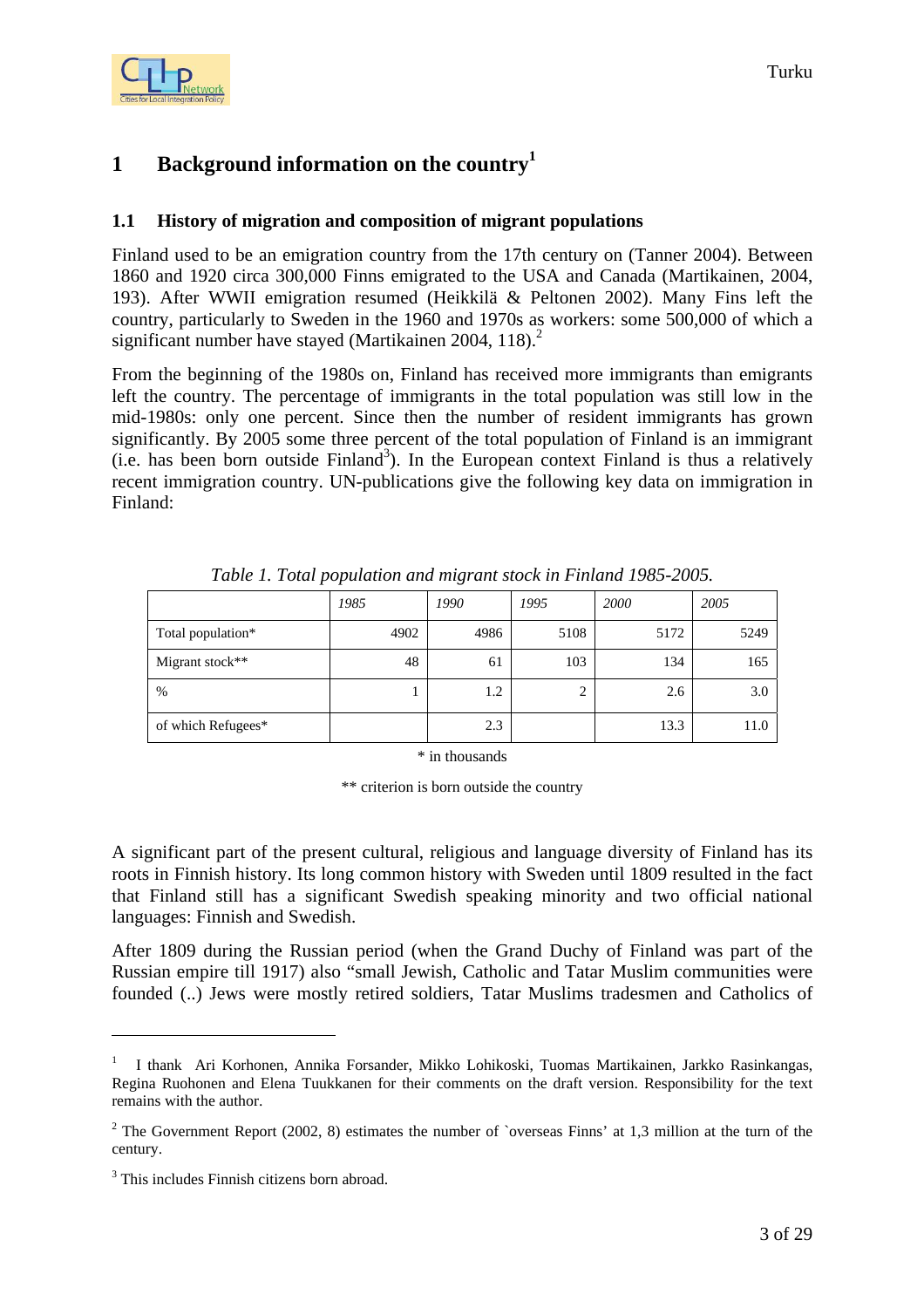# 1 Background information on the country[1]

## 1.1 History of migration and composition of migrant populations

Finland used to be an emigration country from the 17th century on (Tanner 2004). Between 1860 and 1920 circa 300,000 Finns emigrated to the USA and Canada (Martikainen, 2004, 193). After WWII emigration resumed (Heikkilä & Peltonen 2002). Many Fins left the country, particularly to Sweden in the 1960 and 1970s as workers: some 500,000 of which a significant number have stayed (Martikainen 2004, 118).[2]

From the beginning of the 1980s on, Finland has received more immigrants than emigrants left the country. The percentage of immigrants in the total population was still low in the mid-1980s: only one percent. Since then the number of resident immigrants has grown significantly. By 2005 some three percent of the total population of Finland is an immigrant (i.e. has been born outside Finland[3]). In the European context Finland is thus a relatively recent immigration country. UN-publications give the following key data on immigration in Finland:

*Table 1. Total population and migrant stock in Finland 1985-2005.*

| | *1985* | *1990* | *1995* | *2000* | *2005* |
|---|---|---|---|---|---|
| Total population* | 4902 | 4986 | 5108 | 5172 | 5249 |
| Migrant stock** | 48 | 61 | 103 | 134 | 165 |
| % | 1 | 1.2 | 2 | 2.6 | 3.0 |
| of which Refugees* | | 2.3 | | 13.3 | 11.0 |

\* in thousands

** criterion is born outside the country

A significant part of the present cultural, religious and language diversity of Finland has its roots in Finnish history. Its long common history with Sweden until 1809 resulted in the fact that Finland still has a significant Swedish speaking minority and two official national languages: Finnish and Swedish.

After 1809 during the Russian period (when the Grand Duchy of Finland was part of the Russian empire till 1917) also "small Jewish, Catholic and Tatar Muslim communities were founded (..) Jews were mostly retired soldiers, Tatar Muslims tradesmen and Catholics of

---

[1] I thank Ari Korhonen, Annika Forsander, Mikko Lohikoski, Tuomas Martikainen, Jarkko Rasinkangas, Regina Ruohonen and Elena Tuukkanen for their comments on the draft version. Responsibility for the text remains with the author.

[2] The Government Report (2002, 8) estimates the number of `overseas Finns' at 1,3 million at the turn of the century.

[3] This includes Finnish citizens born abroad.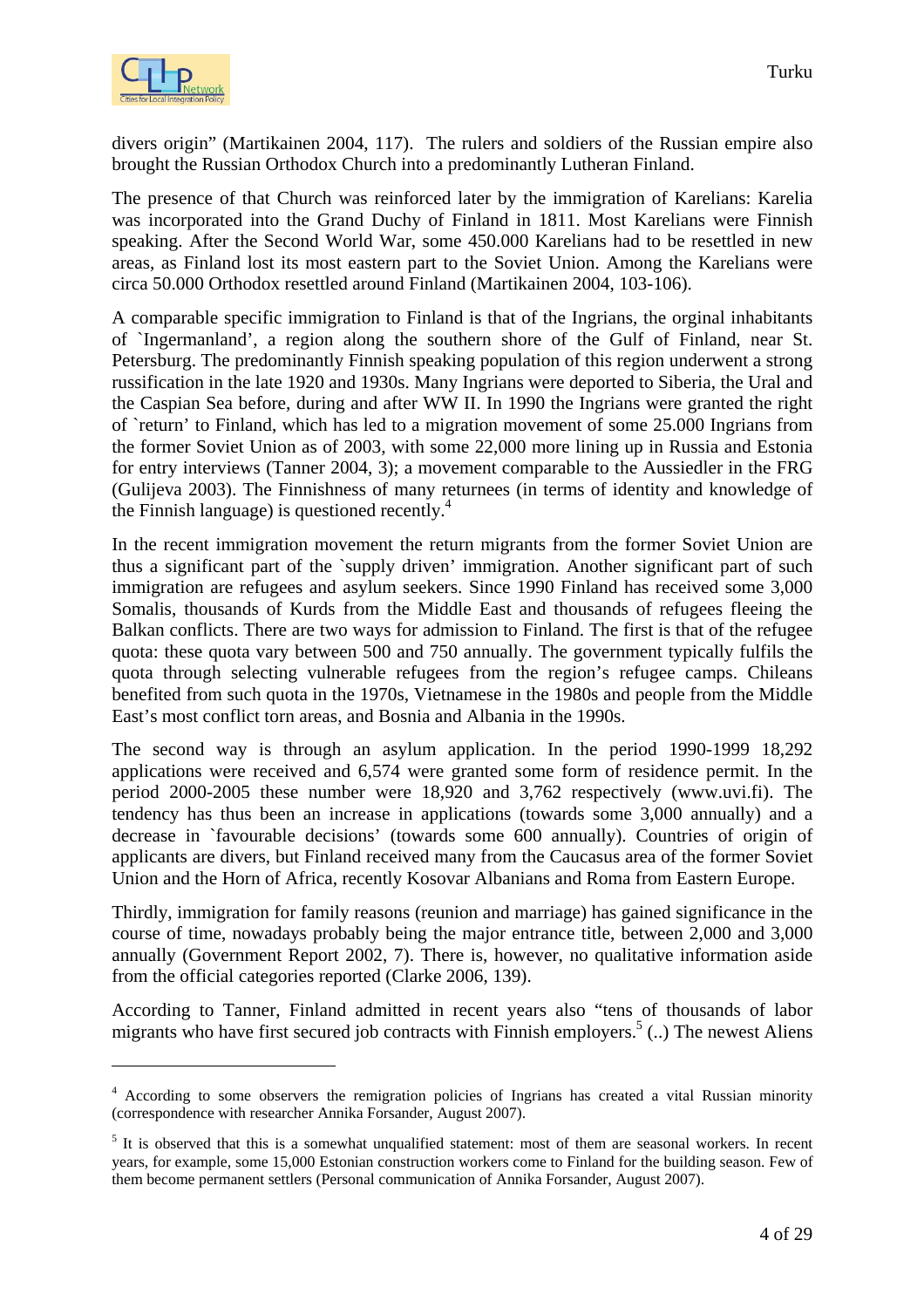divers origin" (Martikainen 2004, 117). The rulers and soldiers of the Russian empire also brought the Russian Orthodox Church into a predominantly Lutheran Finland.

The presence of that Church was reinforced later by the immigration of Karelians: Karelia was incorporated into the Grand Duchy of Finland in 1811. Most Karelians were Finnish speaking. After the Second World War, some 450.000 Karelians had to be resettled in new areas, as Finland lost its most eastern part to the Soviet Union. Among the Karelians were circa 50.000 Orthodox resettled around Finland (Martikainen 2004, 103-106).

A comparable specific immigration to Finland is that of the Ingrians, the orginal inhabitants of `Ingermanland', a region along the southern shore of the Gulf of Finland, near St. Petersburg. The predominantly Finnish speaking population of this region underwent a strong russification in the late 1920 and 1930s. Many Ingrians were deported to Siberia, the Ural and the Caspian Sea before, during and after WW II. In 1990 the Ingrians were granted the right of `return' to Finland, which has led to a migration movement of some 25.000 Ingrians from the former Soviet Union as of 2003, with some 22,000 more lining up in Russia and Estonia for entry interviews (Tanner 2004, 3); a movement comparable to the Aussiedler in the FRG (Gulijeva 2003). The Finnishness of many returnees (in terms of identity and knowledge of the Finnish language) is questioned recently.[4]

In the recent immigration movement the return migrants from the former Soviet Union are thus a significant part of the `supply driven' immigration. Another significant part of such immigration are refugees and asylum seekers. Since 1990 Finland has received some 3,000 Somalis, thousands of Kurds from the Middle East and thousands of refugees fleeing the Balkan conflicts. There are two ways for admission to Finland. The first is that of the refugee quota: these quota vary between 500 and 750 annually. The government typically fulfils the quota through selecting vulnerable refugees from the region's refugee camps. Chileans benefited from such quota in the 1970s, Vietnamese in the 1980s and people from the Middle East's most conflict torn areas, and Bosnia and Albania in the 1990s.

The second way is through an asylum application. In the period 1990-1999 18,292 applications were received and 6,574 were granted some form of residence permit. In the period 2000-2005 these number were 18,920 and 3,762 respectively (www.uvi.fi). The tendency has thus been an increase in applications (towards some 3,000 annually) and a decrease in `favourable decisions' (towards some 600 annually). Countries of origin of applicants are divers, but Finland received many from the Caucasus area of the former Soviet Union and the Horn of Africa, recently Kosovar Albanians and Roma from Eastern Europe.

Thirdly, immigration for family reasons (reunion and marriage) has gained significance in the course of time, nowadays probably being the major entrance title, between 2,000 and 3,000 annually (Government Report 2002, 7). There is, however, no qualitative information aside from the official categories reported (Clarke 2006, 139).

According to Tanner, Finland admitted in recent years also "tens of thousands of labor migrants who have first secured job contracts with Finnish employers.[5] (..) The newest Aliens

---

[4] According to some observers the remigration policies of Ingrians has created a vital Russian minority (correspondence with researcher Annika Forsander, August 2007).

[5] It is observed that this is a somewhat unqualified statement: most of them are seasonal workers. In recent years, for example, some 15,000 Estonian construction workers come to Finland for the building season. Few of them become permanent settlers (Personal communication of Annika Forsander, August 2007).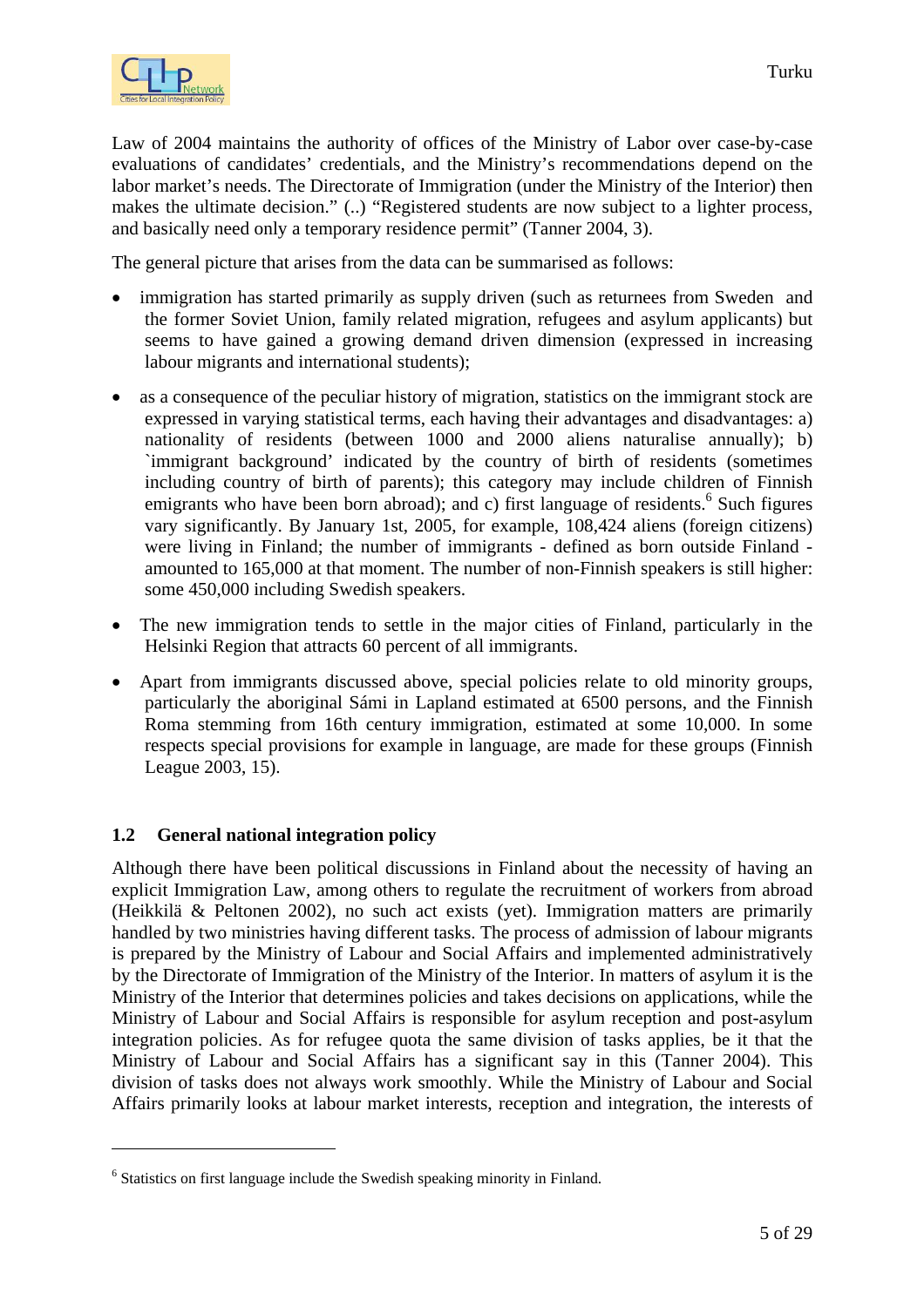Law of 2004 maintains the authority of offices of the Ministry of Labor over case-by-case evaluations of candidates' credentials, and the Ministry's recommendations depend on the labor market's needs. The Directorate of Immigration (under the Ministry of the Interior) then makes the ultimate decision." (..) "Registered students are now subject to a lighter process, and basically need only a temporary residence permit" (Tanner 2004, 3).

The general picture that arises from the data can be summarised as follows:

- immigration has started primarily as supply driven (such as returnees from Sweden and the former Soviet Union, family related migration, refugees and asylum applicants) but seems to have gained a growing demand driven dimension (expressed in increasing labour migrants and international students);
- as a consequence of the peculiar history of migration, statistics on the immigrant stock are expressed in varying statistical terms, each having their advantages and disadvantages: a) nationality of residents (between 1000 and 2000 aliens naturalise annually); b) `immigrant background' indicated by the country of birth of residents (sometimes including country of birth of parents); this category may include children of Finnish emigrants who have been born abroad); and c) first language of residents.[6] Such figures vary significantly. By January 1st, 2005, for example, 108,424 aliens (foreign citizens) were living in Finland; the number of immigrants - defined as born outside Finland - amounted to 165,000 at that moment. The number of non-Finnish speakers is still higher: some 450,000 including Swedish speakers.
- The new immigration tends to settle in the major cities of Finland, particularly in the Helsinki Region that attracts 60 percent of all immigrants.
- Apart from immigrants discussed above, special policies relate to old minority groups, particularly the aboriginal Sámi in Lapland estimated at 6500 persons, and the Finnish Roma stemming from 16th century immigration, estimated at some 10,000. In some respects special provisions for example in language, are made for these groups (Finnish League 2003, 15).

## 1.2 General national integration policy

Although there have been political discussions in Finland about the necessity of having an explicit Immigration Law, among others to regulate the recruitment of workers from abroad (Heikkilä & Peltonen 2002), no such act exists (yet). Immigration matters are primarily handled by two ministries having different tasks. The process of admission of labour migrants is prepared by the Ministry of Labour and Social Affairs and implemented administratively by the Directorate of Immigration of the Ministry of the Interior. In matters of asylum it is the Ministry of the Interior that determines policies and takes decisions on applications, while the Ministry of Labour and Social Affairs is responsible for asylum reception and post-asylum integration policies. As for refugee quota the same division of tasks applies, be it that the Ministry of Labour and Social Affairs has a significant say in this (Tanner 2004). This division of tasks does not always work smoothly. While the Ministry of Labour and Social Affairs primarily looks at labour market interests, reception and integration, the interests of

[6] Statistics on first language include the Swedish speaking minority in Finland.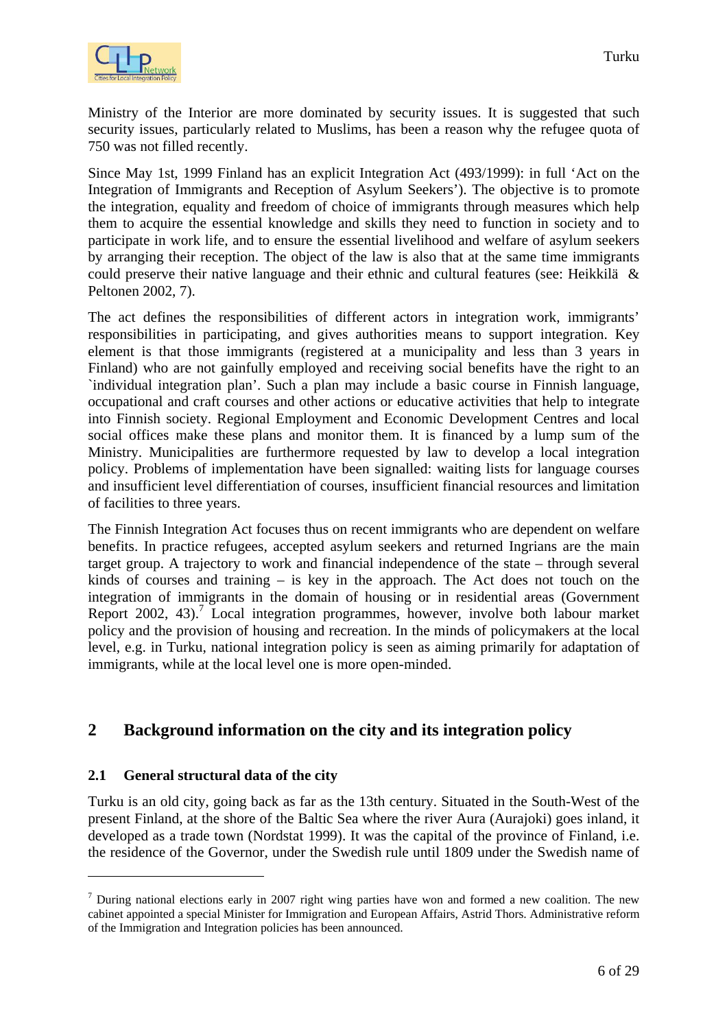Ministry of the Interior are more dominated by security issues. It is suggested that such security issues, particularly related to Muslims, has been a reason why the refugee quota of 750 was not filled recently.

Since May 1st, 1999 Finland has an explicit Integration Act (493/1999): in full 'Act on the Integration of Immigrants and Reception of Asylum Seekers'). The objective is to promote the integration, equality and freedom of choice of immigrants through measures which help them to acquire the essential knowledge and skills they need to function in society and to participate in work life, and to ensure the essential livelihood and welfare of asylum seekers by arranging their reception. The object of the law is also that at the same time immigrants could preserve their native language and their ethnic and cultural features (see: Heikkilä & Peltonen 2002, 7).

The act defines the responsibilities of different actors in integration work, immigrants' responsibilities in participating, and gives authorities means to support integration. Key element is that those immigrants (registered at a municipality and less than 3 years in Finland) who are not gainfully employed and receiving social benefits have the right to an `individual integration plan'. Such a plan may include a basic course in Finnish language, occupational and craft courses and other actions or educative activities that help to integrate into Finnish society. Regional Employment and Economic Development Centres and local social offices make these plans and monitor them. It is financed by a lump sum of the Ministry. Municipalities are furthermore requested by law to develop a local integration policy. Problems of implementation have been signalled: waiting lists for language courses and insufficient level differentiation of courses, insufficient financial resources and limitation of facilities to three years.

The Finnish Integration Act focuses thus on recent immigrants who are dependent on welfare benefits. In practice refugees, accepted asylum seekers and returned Ingrians are the main target group. A trajectory to work and financial independence of the state – through several kinds of courses and training – is key in the approach. The Act does not touch on the integration of immigrants in the domain of housing or in residential areas (Government Report 2002, 43).[7] Local integration programmes, however, involve both labour market policy and the provision of housing and recreation. In the minds of policymakers at the local level, e.g. in Turku, national integration policy is seen as aiming primarily for adaptation of immigrants, while at the local level one is more open-minded.

## 2 Background information on the city and its integration policy

### 2.1 General structural data of the city

Turku is an old city, going back as far as the 13th century. Situated in the South-West of the present Finland, at the shore of the Baltic Sea where the river Aura (Aurajoki) goes inland, it developed as a trade town (Nordstat 1999). It was the capital of the province of Finland, i.e. the residence of the Governor, under the Swedish rule until 1809 under the Swedish name of

[7] During national elections early in 2007 right wing parties have won and formed a new coalition. The new cabinet appointed a special Minister for Immigration and European Affairs, Astrid Thors. Administrative reform of the Immigration and Integration policies has been announced.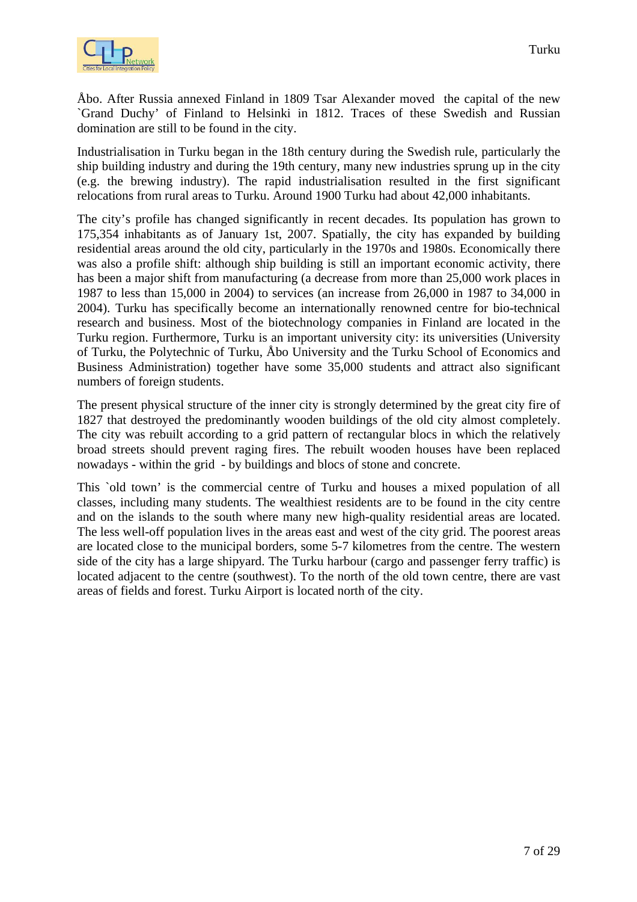Åbo. After Russia annexed Finland in 1809 Tsar Alexander moved the capital of the new `Grand Duchy' of Finland to Helsinki in 1812. Traces of these Swedish and Russian domination are still to be found in the city.

Industrialisation in Turku began in the 18th century during the Swedish rule, particularly the ship building industry and during the 19th century, many new industries sprung up in the city (e.g. the brewing industry). The rapid industrialisation resulted in the first significant relocations from rural areas to Turku. Around 1900 Turku had about 42,000 inhabitants.

The city's profile has changed significantly in recent decades. Its population has grown to 175,354 inhabitants as of January 1st, 2007. Spatially, the city has expanded by building residential areas around the old city, particularly in the 1970s and 1980s. Economically there was also a profile shift: although ship building is still an important economic activity, there has been a major shift from manufacturing (a decrease from more than 25,000 work places in 1987 to less than 15,000 in 2004) to services (an increase from 26,000 in 1987 to 34,000 in 2004). Turku has specifically become an internationally renowned centre for bio-technical research and business. Most of the biotechnology companies in Finland are located in the Turku region. Furthermore, Turku is an important university city: its universities (University of Turku, the Polytechnic of Turku, Åbo University and the Turku School of Economics and Business Administration) together have some 35,000 students and attract also significant numbers of foreign students.

The present physical structure of the inner city is strongly determined by the great city fire of 1827 that destroyed the predominantly wooden buildings of the old city almost completely. The city was rebuilt according to a grid pattern of rectangular blocs in which the relatively broad streets should prevent raging fires. The rebuilt wooden houses have been replaced nowadays - within the grid - by buildings and blocs of stone and concrete.

This `old town' is the commercial centre of Turku and houses a mixed population of all classes, including many students. The wealthiest residents are to be found in the city centre and on the islands to the south where many new high-quality residential areas are located. The less well-off population lives in the areas east and west of the city grid. The poorest areas are located close to the municipal borders, some 5-7 kilometres from the centre. The western side of the city has a large shipyard. The Turku harbour (cargo and passenger ferry traffic) is located adjacent to the centre (southwest). To the north of the old town centre, there are vast areas of fields and forest. Turku Airport is located north of the city.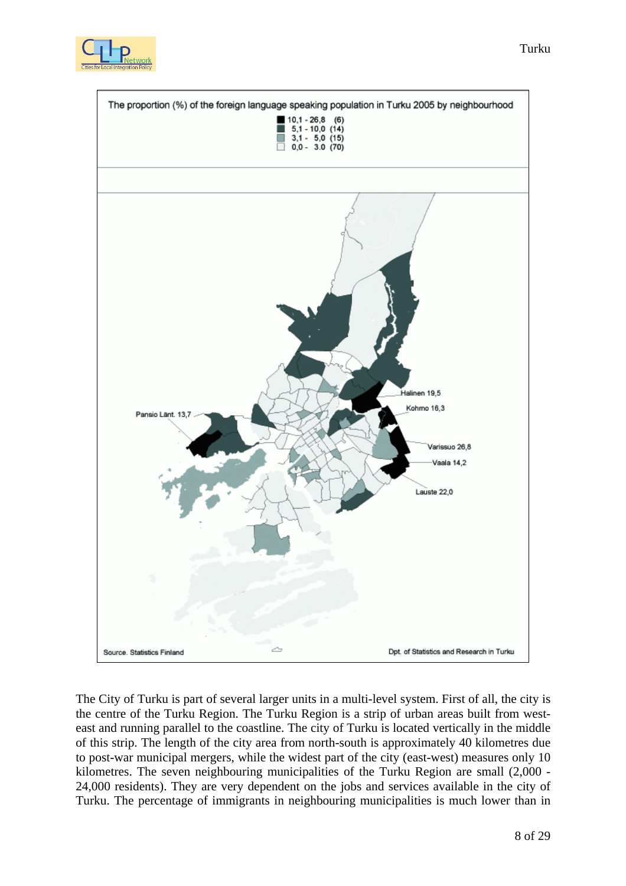The proportion (%) of the foreign language speaking population in Turku 2005 by neighbourhood

- 10,1 - 26,8 (6)
- 5,1 - 10,0 (14)
- 3,1 - 5,0 (15)
- 0,0 - 3.0 (70)

Halinen 19,5
Kohmo 16,3
Pansio Länt. 13,7
Varissuo 26,8
Vaala 14,2
Lauste 22,0

Source. Statistics Finland

Dpt. of Statistics and Research in Turku

The City of Turku is part of several larger units in a multi-level system. First of all, the city is the centre of the Turku Region. The Turku Region is a strip of urban areas built from west-east and running parallel to the coastline. The city of Turku is located vertically in the middle of this strip. The length of the city area from north-south is approximately 40 kilometres due to post-war municipal mergers, while the widest part of the city (east-west) measures only 10 kilometres. The seven neighbouring municipalities of the Turku Region are small (2,000 - 24,000 residents). They are very dependent on the jobs and services available in the city of Turku. The percentage of immigrants in neighbouring municipalities is much lower than in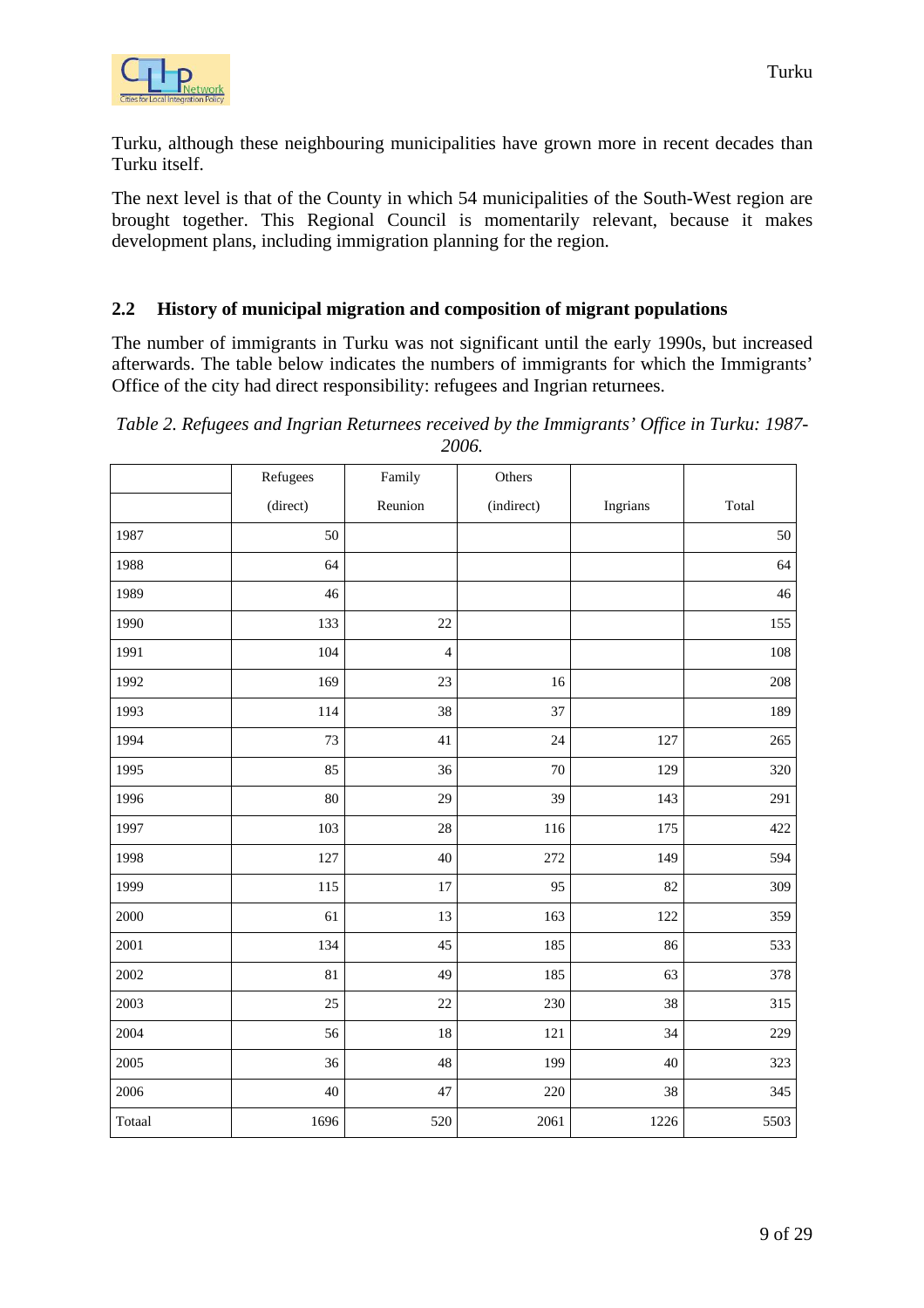Turku, although these neighbouring municipalities have grown more in recent decades than Turku itself.

The next level is that of the County in which 54 municipalities of the South-West region are brought together. This Regional Council is momentarily relevant, because it makes development plans, including immigration planning for the region.

## 2.2 History of municipal migration and composition of migrant populations

The number of immigrants in Turku was not significant until the early 1990s, but increased afterwards. The table below indicates the numbers of immigrants for which the Immigrants' Office of the city had direct responsibility: refugees and Ingrian returnees.

*Table 2. Refugees and Ingrian Returnees received by the Immigrants' Office in Turku: 1987-2006.*

| | Refugees (direct) | Family Reunion | Others (indirect) | Ingrians | Total |
|---|---|---|---|---|---|
| 1987 | 50 | | | | 50 |
| 1988 | 64 | | | | 64 |
| 1989 | 46 | | | | 46 |
| 1990 | 133 | 22 | | | 155 |
| 1991 | 104 | 4 | | | 108 |
| 1992 | 169 | 23 | 16 | | 208 |
| 1993 | 114 | 38 | 37 | | 189 |
| 1994 | 73 | 41 | 24 | 127 | 265 |
| 1995 | 85 | 36 | 70 | 129 | 320 |
| 1996 | 80 | 29 | 39 | 143 | 291 |
| 1997 | 103 | 28 | 116 | 175 | 422 |
| 1998 | 127 | 40 | 272 | 149 | 594 |
| 1999 | 115 | 17 | 95 | 82 | 309 |
| 2000 | 61 | 13 | 163 | 122 | 359 |
| 2001 | 134 | 45 | 185 | 86 | 533 |
| 2002 | 81 | 49 | 185 | 63 | 378 |
| 2003 | 25 | 22 | 230 | 38 | 315 |
| 2004 | 56 | 18 | 121 | 34 | 229 |
| 2005 | 36 | 48 | 199 | 40 | 323 |
| 2006 | 40 | 47 | 220 | 38 | 345 |
| Totaal | 1696 | 520 | 2061 | 1226 | 5503 |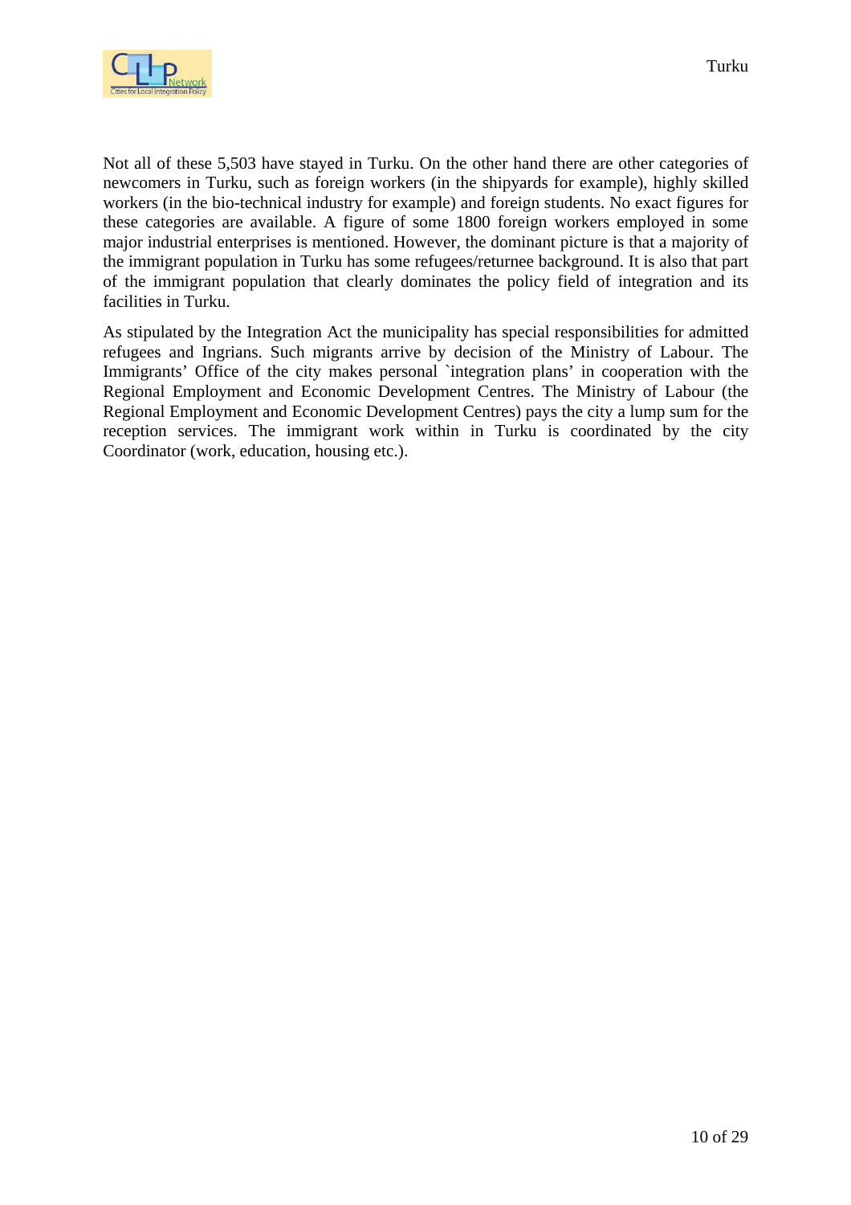Not all of these 5,503 have stayed in Turku. On the other hand there are other categories of newcomers in Turku, such as foreign workers (in the shipyards for example), highly skilled workers (in the bio-technical industry for example) and foreign students. No exact figures for these categories are available. A figure of some 1800 foreign workers employed in some major industrial enterprises is mentioned. However, the dominant picture is that a majority of the immigrant population in Turku has some refugees/returnee background. It is also that part of the immigrant population that clearly dominates the policy field of integration and its facilities in Turku.

As stipulated by the Integration Act the municipality has special responsibilities for admitted refugees and Ingrians. Such migrants arrive by decision of the Ministry of Labour. The Immigrants' Office of the city makes personal `integration plans' in cooperation with the Regional Employment and Economic Development Centres. The Ministry of Labour (the Regional Employment and Economic Development Centres) pays the city a lump sum for the reception services. The immigrant work within in Turku is coordinated by the city Coordinator (work, education, housing etc.).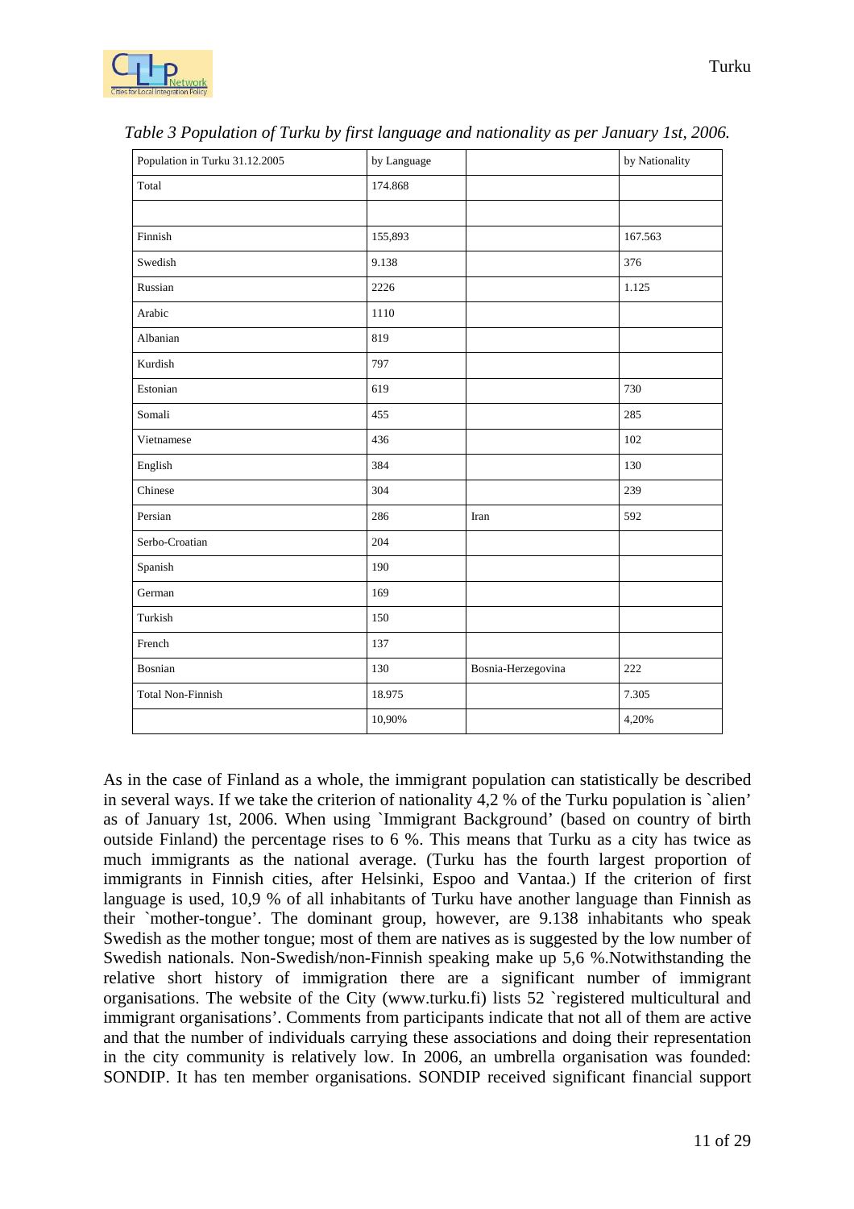*Table 3 Population of Turku by first language and nationality as per January 1st, 2006.*

| Population in Turku 31.12.2005 | by Language | | by Nationality |
|---|---|---|---|
| Total | 174.868 | | |
| | | | |
| Finnish | 155,893 | | 167.563 |
| Swedish | 9.138 | | 376 |
| Russian | 2226 | | 1.125 |
| Arabic | 1110 | | |
| Albanian | 819 | | |
| Kurdish | 797 | | |
| Estonian | 619 | | 730 |
| Somali | 455 | | 285 |
| Vietnamese | 436 | | 102 |
| English | 384 | | 130 |
| Chinese | 304 | | 239 |
| Persian | 286 | Iran | 592 |
| Serbo-Croatian | 204 | | |
| Spanish | 190 | | |
| German | 169 | | |
| Turkish | 150 | | |
| French | 137 | | |
| Bosnian | 130 | Bosnia-Herzegovina | 222 |
| Total Non-Finnish | 18.975 | | 7.305 |
| | 10,90% | | 4,20% |

As in the case of Finland as a whole, the immigrant population can statistically be described in several ways. If we take the criterion of nationality 4,2 % of the Turku population is `alien' as of January 1st, 2006. When using `Immigrant Background' (based on country of birth outside Finland) the percentage rises to 6 %. This means that Turku as a city has twice as much immigrants as the national average. (Turku has the fourth largest proportion of immigrants in Finnish cities, after Helsinki, Espoo and Vantaa.) If the criterion of first language is used, 10,9 % of all inhabitants of Turku have another language than Finnish as their `mother-tongue'. The dominant group, however, are 9.138 inhabitants who speak Swedish as the mother tongue; most of them are natives as is suggested by the low number of Swedish nationals. Non-Swedish/non-Finnish speaking make up 5,6 %.Notwithstanding the relative short history of immigration there are a significant number of immigrant organisations. The website of the City (www.turku.fi) lists 52 `registered multicultural and immigrant organisations'. Comments from participants indicate that not all of them are active and that the number of individuals carrying these associations and doing their representation in the city community is relatively low. In 2006, an umbrella organisation was founded: SONDIP. It has ten member organisations. SONDIP received significant financial support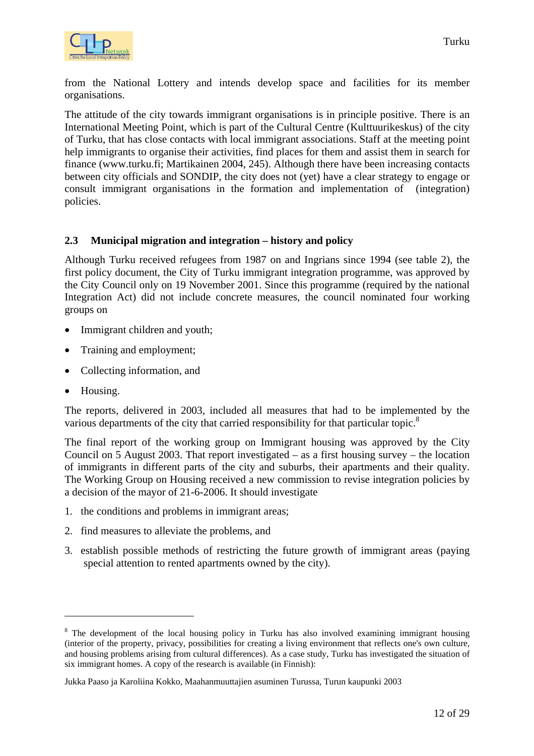from the National Lottery and intends develop space and facilities for its member organisations.

The attitude of the city towards immigrant organisations is in principle positive. There is an International Meeting Point, which is part of the Cultural Centre (Kulttuurikeskus) of the city of Turku, that has close contacts with local immigrant associations. Staff at the meeting point help immigrants to organise their activities, find places for them and assist them in search for finance (www.turku.fi; Martikainen 2004, 245). Although there have been increasing contacts between city officials and SONDIP, the city does not (yet) have a clear strategy to engage or consult immigrant organisations in the formation and implementation of (integration) policies.

## 2.3 Municipal migration and integration – history and policy

Although Turku received refugees from 1987 on and Ingrians since 1994 (see table 2), the first policy document, the City of Turku immigrant integration programme, was approved by the City Council only on 19 November 2001. Since this programme (required by the national Integration Act) did not include concrete measures, the council nominated four working groups on

- Immigrant children and youth;
- Training and employment;
- Collecting information, and
- Housing.

The reports, delivered in 2003, included all measures that had to be implemented by the various departments of the city that carried responsibility for that particular topic.[8]

The final report of the working group on Immigrant housing was approved by the City Council on 5 August 2003. That report investigated – as a first housing survey – the location of immigrants in different parts of the city and suburbs, their apartments and their quality. The Working Group on Housing received a new commission to revise integration policies by a decision of the mayor of 21-6-2006. It should investigate

1. the conditions and problems in immigrant areas;
2. find measures to alleviate the problems, and
3. establish possible methods of restricting the future growth of immigrant areas (paying special attention to rented apartments owned by the city).

---

[8] The development of the local housing policy in Turku has also involved examining immigrant housing (interior of the property, privacy, possibilities for creating a living environment that reflects one's own culture, and housing problems arising from cultural differences). As a case study, Turku has investigated the situation of six immigrant homes. A copy of the research is available (in Finnish):

Jukka Paaso ja Karoliina Kokko, Maahanmuuttajien asuminen Turussa, Turun kaupunki 2003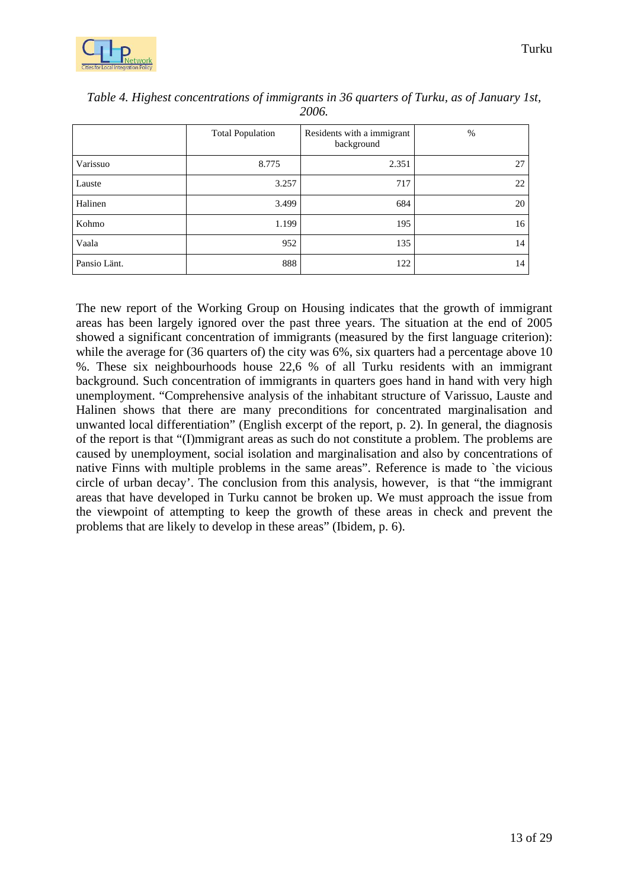*Table 4. Highest concentrations of immigrants in 36 quarters of Turku, as of January 1st, 2006.*

| | Total Population | Residents with a immigrant background | % |
|---|---|---|---|
| Varissuo | 8.775 | 2.351 | 27 |
| Lauste | 3.257 | 717 | 22 |
| Halinen | 3.499 | 684 | 20 |
| Kohmo | 1.199 | 195 | 16 |
| Vaala | 952 | 135 | 14 |
| Pansio Länt. | 888 | 122 | 14 |

The new report of the Working Group on Housing indicates that the growth of immigrant areas has been largely ignored over the past three years. The situation at the end of 2005 showed a significant concentration of immigrants (measured by the first language criterion): while the average for (36 quarters of) the city was 6%, six quarters had a percentage above 10 %. These six neighbourhoods house 22,6 % of all Turku residents with an immigrant background. Such concentration of immigrants in quarters goes hand in hand with very high unemployment. "Comprehensive analysis of the inhabitant structure of Varissuo, Lauste and Halinen shows that there are many preconditions for concentrated marginalisation and unwanted local differentiation" (English excerpt of the report, p. 2). In general, the diagnosis of the report is that "(I)mmigrant areas as such do not constitute a problem. The problems are caused by unemployment, social isolation and marginalisation and also by concentrations of native Finns with multiple problems in the same areas". Reference is made to `the vicious circle of urban decay'. The conclusion from this analysis, however, is that "the immigrant areas that have developed in Turku cannot be broken up. We must approach the issue from the viewpoint of attempting to keep the growth of these areas in check and prevent the problems that are likely to develop in these areas" (Ibidem, p. 6).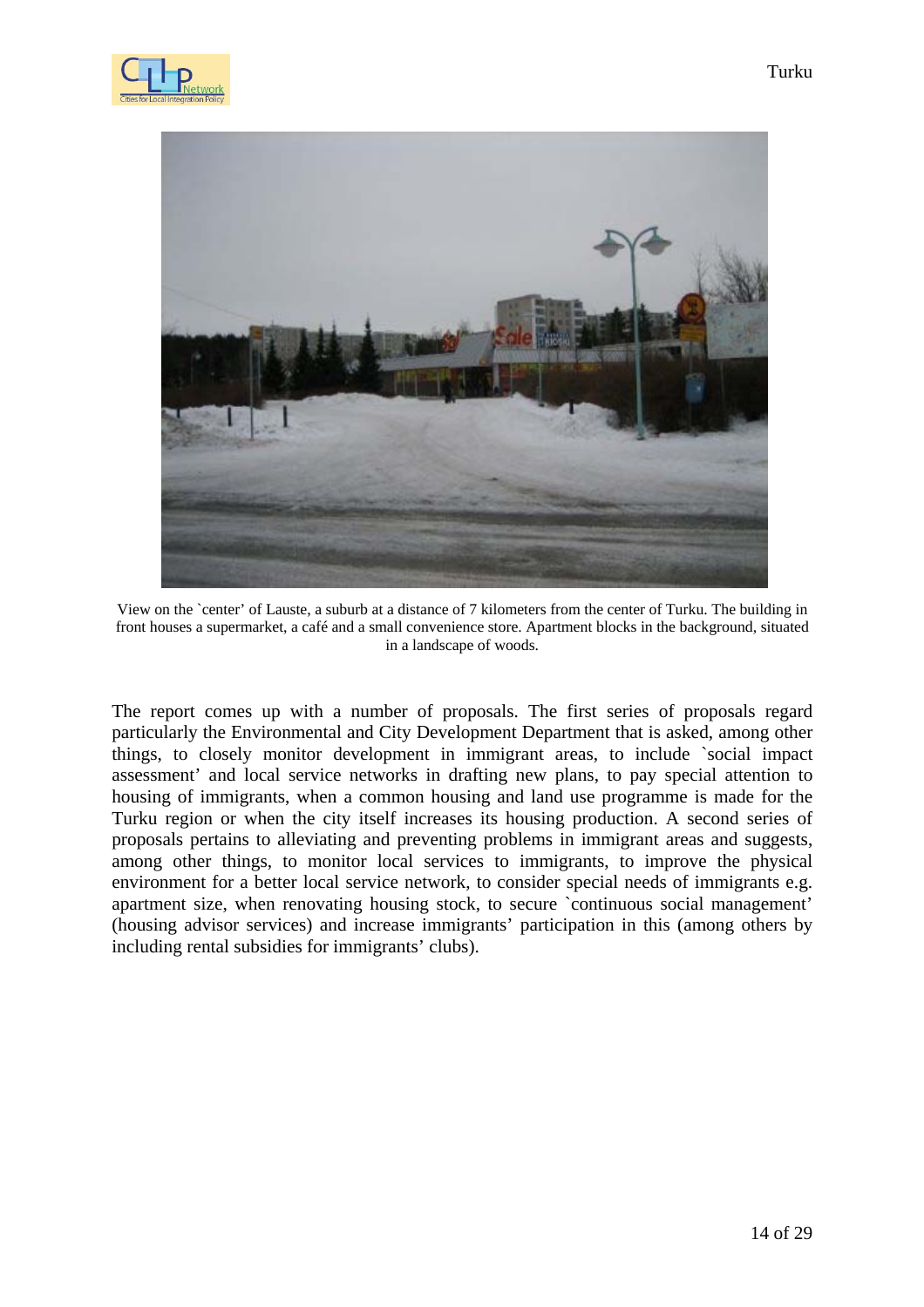View on the `center' of Lauste, a suburb at a distance of 7 kilometers from the center of Turku. The building in front houses a supermarket, a café and a small convenience store. Apartment blocks in the background, situated in a landscape of woods.

The report comes up with a number of proposals. The first series of proposals regard particularly the Environmental and City Development Department that is asked, among other things, to closely monitor development in immigrant areas, to include `social impact assessment' and local service networks in drafting new plans, to pay special attention to housing of immigrants, when a common housing and land use programme is made for the Turku region or when the city itself increases its housing production. A second series of proposals pertains to alleviating and preventing problems in immigrant areas and suggests, among other things, to monitor local services to immigrants, to improve the physical environment for a better local service network, to consider special needs of immigrants e.g. apartment size, when renovating housing stock, to secure `continuous social management' (housing advisor services) and increase immigrants' participation in this (among others by including rental subsidies for immigrants' clubs).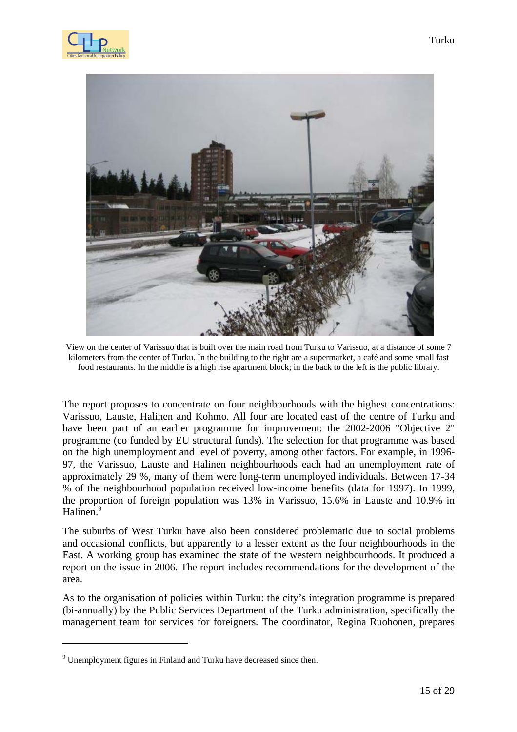View on the center of Varissuo that is built over the main road from Turku to Varissuo, at a distance of some 7 kilometers from the center of Turku. In the building to the right are a supermarket, a café and some small fast food restaurants. In the middle is a high rise apartment block; in the back to the left is the public library.

The report proposes to concentrate on four neighbourhoods with the highest concentrations: Varissuo, Lauste, Halinen and Kohmo. All four are located east of the centre of Turku and have been part of an earlier programme for improvement: the 2002-2006 "Objective 2" programme (co funded by EU structural funds). The selection for that programme was based on the high unemployment and level of poverty, among other factors. For example, in 1996-97, the Varissuo, Lauste and Halinen neighbourhoods each had an unemployment rate of approximately 29 %, many of them were long-term unemployed individuals. Between 17-34 % of the neighbourhood population received low-income benefits (data for 1997). In 1999, the proportion of foreign population was 13% in Varissuo, 15.6% in Lauste and 10.9% in Halinen.[9]

The suburbs of West Turku have also been considered problematic due to social problems and occasional conflicts, but apparently to a lesser extent as the four neighbourhoods in the East. A working group has examined the state of the western neighbourhoods. It produced a report on the issue in 2006. The report includes recommendations for the development of the area.

As to the organisation of policies within Turku: the city's integration programme is prepared (bi-annually) by the Public Services Department of the Turku administration, specifically the management team for services for foreigners. The coordinator, Regina Ruohonen, prepares

[9] Unemployment figures in Finland and Turku have decreased since then.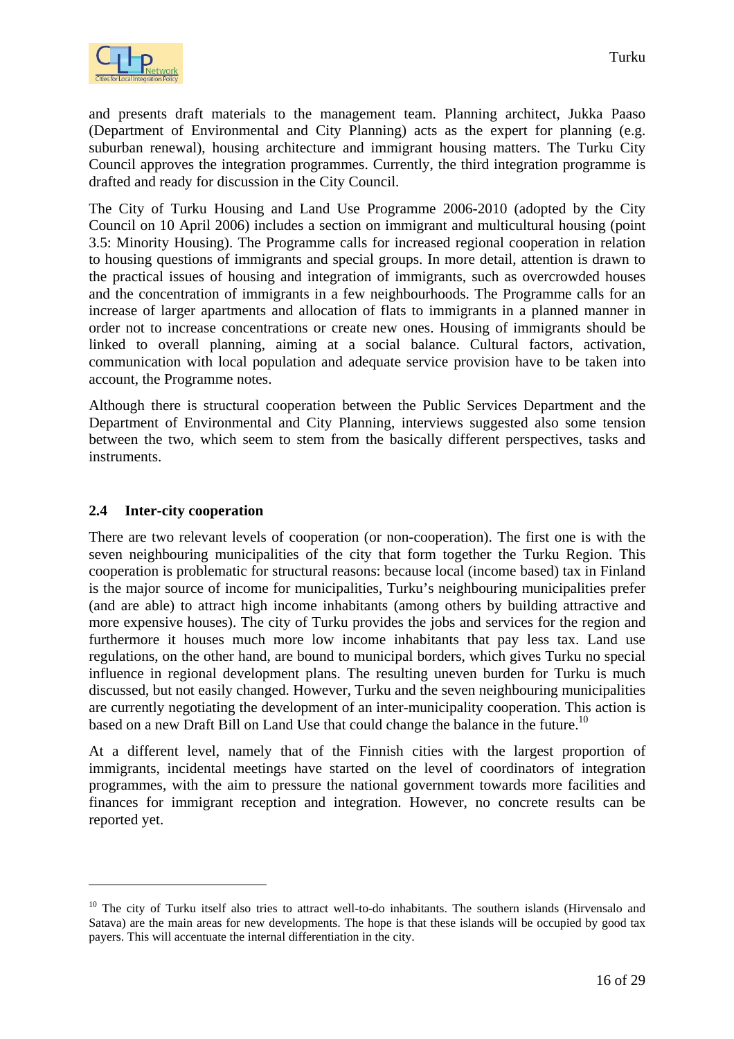and presents draft materials to the management team. Planning architect, Jukka Paaso (Department of Environmental and City Planning) acts as the expert for planning (e.g. suburban renewal), housing architecture and immigrant housing matters. The Turku City Council approves the integration programmes. Currently, the third integration programme is drafted and ready for discussion in the City Council.

The City of Turku Housing and Land Use Programme 2006-2010 (adopted by the City Council on 10 April 2006) includes a section on immigrant and multicultural housing (point 3.5: Minority Housing). The Programme calls for increased regional cooperation in relation to housing questions of immigrants and special groups. In more detail, attention is drawn to the practical issues of housing and integration of immigrants, such as overcrowded houses and the concentration of immigrants in a few neighbourhoods. The Programme calls for an increase of larger apartments and allocation of flats to immigrants in a planned manner in order not to increase concentrations or create new ones. Housing of immigrants should be linked to overall planning, aiming at a social balance. Cultural factors, activation, communication with local population and adequate service provision have to be taken into account, the Programme notes.

Although there is structural cooperation between the Public Services Department and the Department of Environmental and City Planning, interviews suggested also some tension between the two, which seem to stem from the basically different perspectives, tasks and instruments.

### 2.4 Inter-city cooperation

There are two relevant levels of cooperation (or non-cooperation). The first one is with the seven neighbouring municipalities of the city that form together the Turku Region. This cooperation is problematic for structural reasons: because local (income based) tax in Finland is the major source of income for municipalities, Turku's neighbouring municipalities prefer (and are able) to attract high income inhabitants (among others by building attractive and more expensive houses). The city of Turku provides the jobs and services for the region and furthermore it houses much more low income inhabitants that pay less tax. Land use regulations, on the other hand, are bound to municipal borders, which gives Turku no special influence in regional development plans. The resulting uneven burden for Turku is much discussed, but not easily changed. However, Turku and the seven neighbouring municipalities are currently negotiating the development of an inter-municipality cooperation. This action is based on a new Draft Bill on Land Use that could change the balance in the future.[10]

At a different level, namely that of the Finnish cities with the largest proportion of immigrants, incidental meetings have started on the level of coordinators of integration programmes, with the aim to pressure the national government towards more facilities and finances for immigrant reception and integration. However, no concrete results can be reported yet.

---

[10] The city of Turku itself also tries to attract well-to-do inhabitants. The southern islands (Hirvensalo and Satava) are the main areas for new developments. The hope is that these islands will be occupied by good tax payers. This will accentuate the internal differentiation in the city.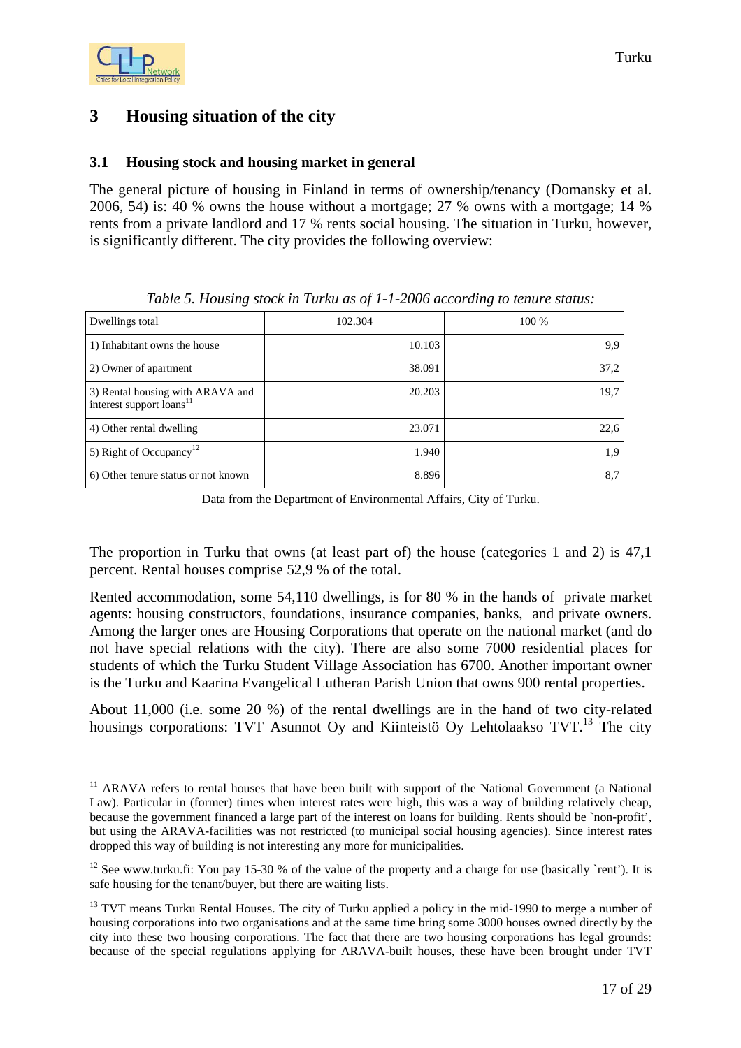## 3 Housing situation of the city

### 3.1 Housing stock and housing market in general

The general picture of housing in Finland in terms of ownership/tenancy (Domansky et al. 2006, 54) is: 40 % owns the house without a mortgage; 27 % owns with a mortgage; 14 % rents from a private landlord and 17 % rents social housing. The situation in Turku, however, is significantly different. The city provides the following overview:

*Table 5. Housing stock in Turku as of 1-1-2006 according to tenure status:*

| Dwellings total | 102.304 | 100 % |
|---|---|---|
| 1) Inhabitant owns the house | 10.103 | 9,9 |
| 2) Owner of apartment | 38.091 | 37,2 |
| 3) Rental housing with ARAVA and interest support loans[11] | 20.203 | 19,7 |
| 4) Other rental dwelling | 23.071 | 22,6 |
| 5) Right of Occupancy[12] | 1.940 | 1,9 |
| 6) Other tenure status or not known | 8.896 | 8,7 |

Data from the Department of Environmental Affairs, City of Turku.

The proportion in Turku that owns (at least part of) the house (categories 1 and 2) is 47,1 percent. Rental houses comprise 52,9 % of the total.

Rented accommodation, some 54,110 dwellings, is for 80 % in the hands of private market agents: housing constructors, foundations, insurance companies, banks, and private owners. Among the larger ones are Housing Corporations that operate on the national market (and do not have special relations with the city). There are also some 7000 residential places for students of which the Turku Student Village Association has 6700. Another important owner is the Turku and Kaarina Evangelical Lutheran Parish Union that owns 900 rental properties.

About 11,000 (i.e. some 20 %) of the rental dwellings are in the hand of two city-related housings corporations: TVT Asunnot Oy and Kiinteistö Oy Lehtolaakso TVT.[13] The city

---

[11] ARAVA refers to rental houses that have been built with support of the National Government (a National Law). Particular in (former) times when interest rates were high, this was a way of building relatively cheap, because the government financed a large part of the interest on loans for building. Rents should be `non-profit', but using the ARAVA-facilities was not restricted (to municipal social housing agencies). Since interest rates dropped this way of building is not interesting any more for municipalities.

[12] See www.turku.fi: You pay 15-30 % of the value of the property and a charge for use (basically `rent'). It is safe housing for the tenant/buyer, but there are waiting lists.

[13] TVT means Turku Rental Houses. The city of Turku applied a policy in the mid-1990 to merge a number of housing corporations into two organisations and at the same time bring some 3000 houses owned directly by the city into these two housing corporations. The fact that there are two housing corporations has legal grounds: because of the special regulations applying for ARAVA-built houses, these have been brought under TVT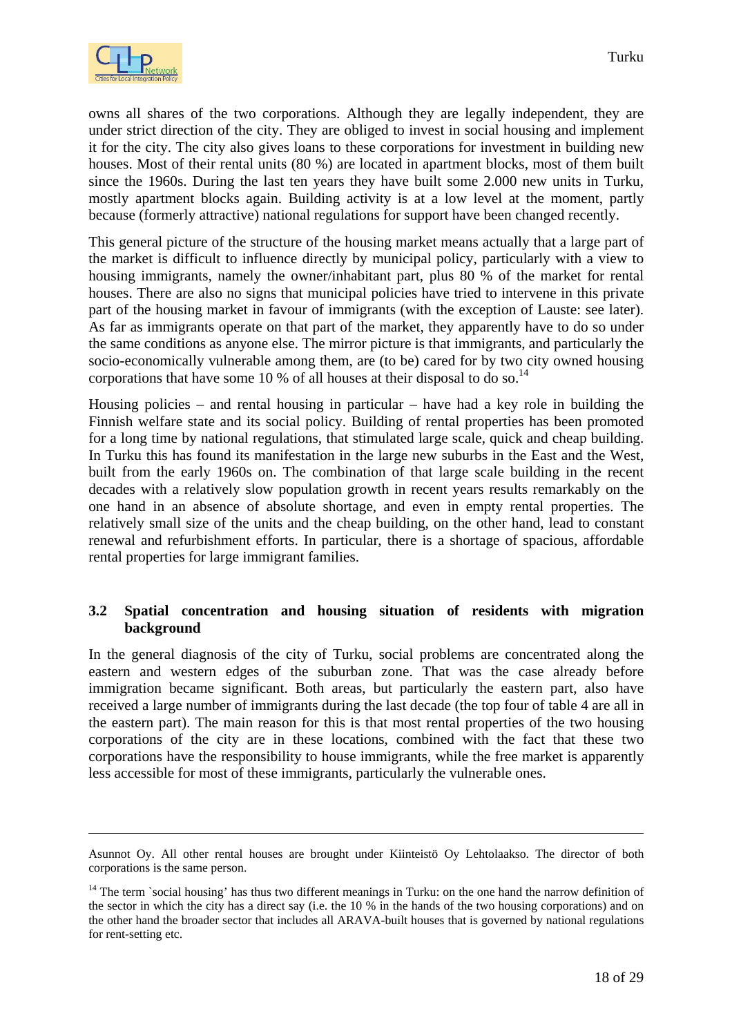owns all shares of the two corporations. Although they are legally independent, they are under strict direction of the city. They are obliged to invest in social housing and implement it for the city. The city also gives loans to these corporations for investment in building new houses. Most of their rental units (80 %) are located in apartment blocks, most of them built since the 1960s. During the last ten years they have built some 2.000 new units in Turku, mostly apartment blocks again. Building activity is at a low level at the moment, partly because (formerly attractive) national regulations for support have been changed recently.

This general picture of the structure of the housing market means actually that a large part of the market is difficult to influence directly by municipal policy, particularly with a view to housing immigrants, namely the owner/inhabitant part, plus 80 % of the market for rental houses. There are also no signs that municipal policies have tried to intervene in this private part of the housing market in favour of immigrants (with the exception of Lauste: see later). As far as immigrants operate on that part of the market, they apparently have to do so under the same conditions as anyone else. The mirror picture is that immigrants, and particularly the socio-economically vulnerable among them, are (to be) cared for by two city owned housing corporations that have some 10 % of all houses at their disposal to do so.[14]

Housing policies – and rental housing in particular – have had a key role in building the Finnish welfare state and its social policy. Building of rental properties has been promoted for a long time by national regulations, that stimulated large scale, quick and cheap building. In Turku this has found its manifestation in the large new suburbs in the East and the West, built from the early 1960s on. The combination of that large scale building in the recent decades with a relatively slow population growth in recent years results remarkably on the one hand in an absence of absolute shortage, and even in empty rental properties. The relatively small size of the units and the cheap building, on the other hand, lead to constant renewal and refurbishment efforts. In particular, there is a shortage of spacious, affordable rental properties for large immigrant families.

### 3.2 Spatial concentration and housing situation of residents with migration background

In the general diagnosis of the city of Turku, social problems are concentrated along the eastern and western edges of the suburban zone. That was the case already before immigration became significant. Both areas, but particularly the eastern part, also have received a large number of immigrants during the last decade (the top four of table 4 are all in the eastern part). The main reason for this is that most rental properties of the two housing corporations of the city are in these locations, combined with the fact that these two corporations have the responsibility to house immigrants, while the free market is apparently less accessible for most of these immigrants, particularly the vulnerable ones.

---

Asunnot Oy. All other rental houses are brought under Kiinteistö Oy Lehtolaakso. The director of both corporations is the same person.

[14] The term `social housing' has thus two different meanings in Turku: on the one hand the narrow definition of the sector in which the city has a direct say (i.e. the 10 % in the hands of the two housing corporations) and on the other hand the broader sector that includes all ARAVA-built houses that is governed by national regulations for rent-setting etc.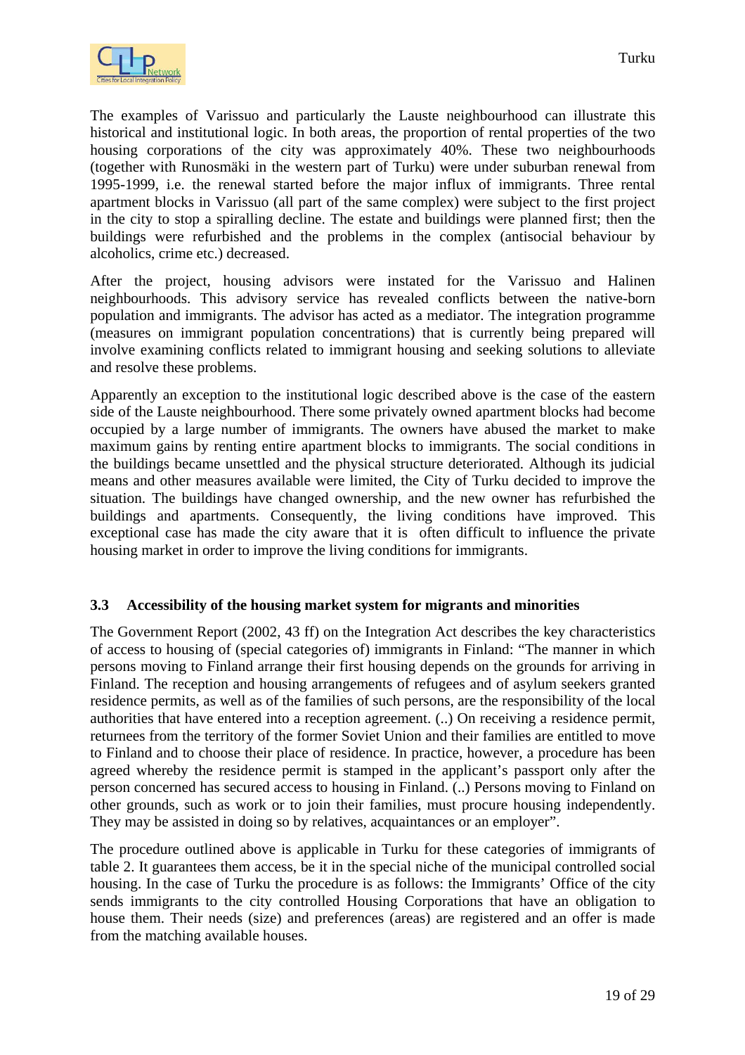The examples of Varissuo and particularly the Lauste neighbourhood can illustrate this historical and institutional logic. In both areas, the proportion of rental properties of the two housing corporations of the city was approximately 40%. These two neighbourhoods (together with Runosmäki in the western part of Turku) were under suburban renewal from 1995-1999, i.e. the renewal started before the major influx of immigrants. Three rental apartment blocks in Varissuo (all part of the same complex) were subject to the first project in the city to stop a spiralling decline. The estate and buildings were planned first; then the buildings were refurbished and the problems in the complex (antisocial behaviour by alcoholics, crime etc.) decreased.

After the project, housing advisors were instated for the Varissuo and Halinen neighbourhoods. This advisory service has revealed conflicts between the native-born population and immigrants. The advisor has acted as a mediator. The integration programme (measures on immigrant population concentrations) that is currently being prepared will involve examining conflicts related to immigrant housing and seeking solutions to alleviate and resolve these problems.

Apparently an exception to the institutional logic described above is the case of the eastern side of the Lauste neighbourhood. There some privately owned apartment blocks had become occupied by a large number of immigrants. The owners have abused the market to make maximum gains by renting entire apartment blocks to immigrants. The social conditions in the buildings became unsettled and the physical structure deteriorated. Although its judicial means and other measures available were limited, the City of Turku decided to improve the situation. The buildings have changed ownership, and the new owner has refurbished the buildings and apartments. Consequently, the living conditions have improved. This exceptional case has made the city aware that it is often difficult to influence the private housing market in order to improve the living conditions for immigrants.

### 3.3 Accessibility of the housing market system for migrants and minorities

The Government Report (2002, 43 ff) on the Integration Act describes the key characteristics of access to housing of (special categories of) immigrants in Finland: "The manner in which persons moving to Finland arrange their first housing depends on the grounds for arriving in Finland. The reception and housing arrangements of refugees and of asylum seekers granted residence permits, as well as of the families of such persons, are the responsibility of the local authorities that have entered into a reception agreement. (..) On receiving a residence permit, returnees from the territory of the former Soviet Union and their families are entitled to move to Finland and to choose their place of residence. In practice, however, a procedure has been agreed whereby the residence permit is stamped in the applicant's passport only after the person concerned has secured access to housing in Finland. (..) Persons moving to Finland on other grounds, such as work or to join their families, must procure housing independently. They may be assisted in doing so by relatives, acquaintances or an employer".

The procedure outlined above is applicable in Turku for these categories of immigrants of table 2. It guarantees them access, be it in the special niche of the municipal controlled social housing. In the case of Turku the procedure is as follows: the Immigrants' Office of the city sends immigrants to the city controlled Housing Corporations that have an obligation to house them. Their needs (size) and preferences (areas) are registered and an offer is made from the matching available houses.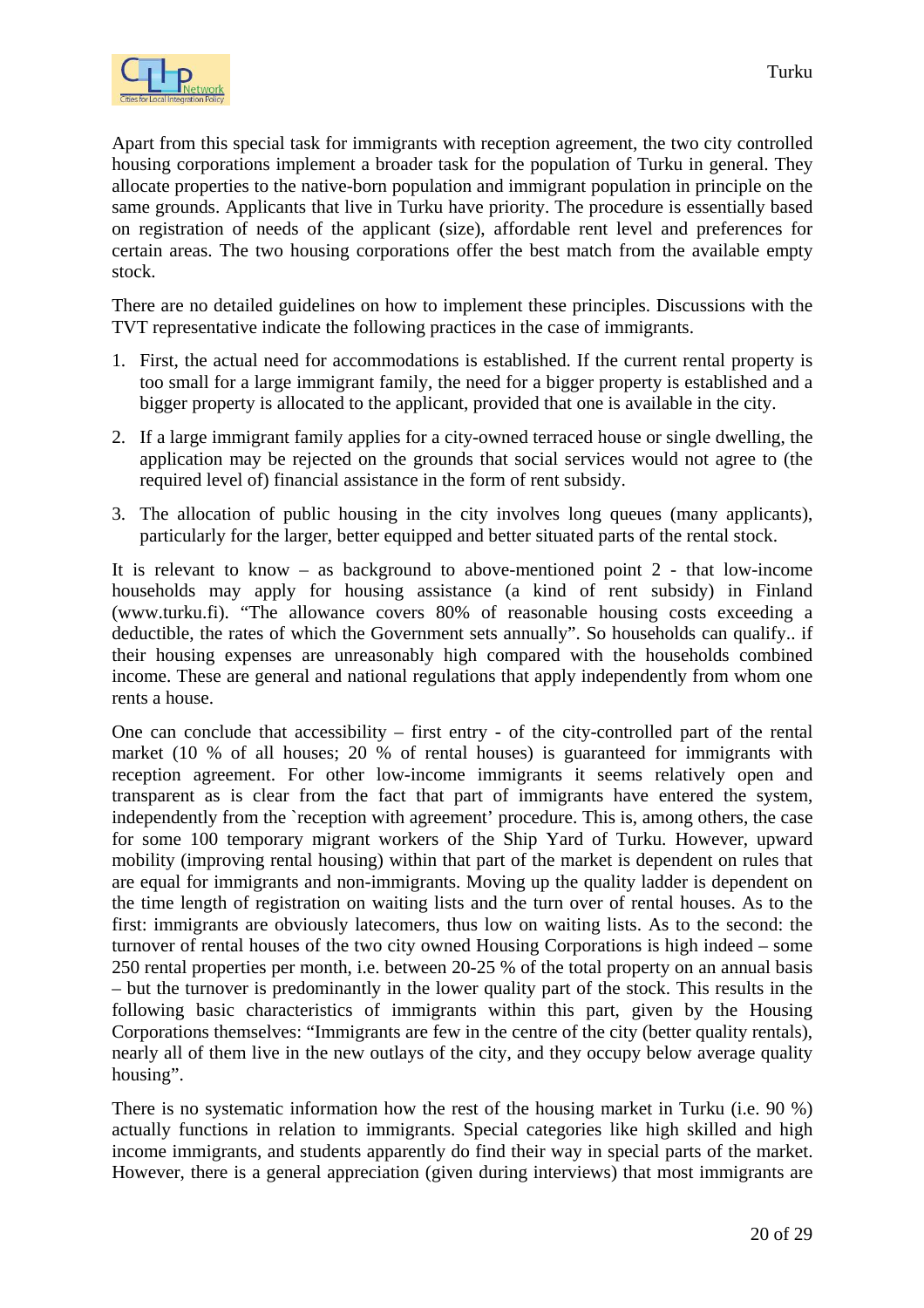Apart from this special task for immigrants with reception agreement, the two city controlled housing corporations implement a broader task for the population of Turku in general. They allocate properties to the native-born population and immigrant population in principle on the same grounds. Applicants that live in Turku have priority. The procedure is essentially based on registration of needs of the applicant (size), affordable rent level and preferences for certain areas. The two housing corporations offer the best match from the available empty stock.

There are no detailed guidelines on how to implement these principles. Discussions with the TVT representative indicate the following practices in the case of immigrants.

1. First, the actual need for accommodations is established. If the current rental property is too small for a large immigrant family, the need for a bigger property is established and a bigger property is allocated to the applicant, provided that one is available in the city.
2. If a large immigrant family applies for a city-owned terraced house or single dwelling, the application may be rejected on the grounds that social services would not agree to (the required level of) financial assistance in the form of rent subsidy.
3. The allocation of public housing in the city involves long queues (many applicants), particularly for the larger, better equipped and better situated parts of the rental stock.

It is relevant to know – as background to above-mentioned point 2 - that low-income households may apply for housing assistance (a kind of rent subsidy) in Finland (www.turku.fi). "The allowance covers 80% of reasonable housing costs exceeding a deductible, the rates of which the Government sets annually". So households can qualify.. if their housing expenses are unreasonably high compared with the households combined income. These are general and national regulations that apply independently from whom one rents a house.

One can conclude that accessibility – first entry - of the city-controlled part of the rental market (10 % of all houses; 20 % of rental houses) is guaranteed for immigrants with reception agreement. For other low-income immigrants it seems relatively open and transparent as is clear from the fact that part of immigrants have entered the system, independently from the `reception with agreement' procedure. This is, among others, the case for some 100 temporary migrant workers of the Ship Yard of Turku. However, upward mobility (improving rental housing) within that part of the market is dependent on rules that are equal for immigrants and non-immigrants. Moving up the quality ladder is dependent on the time length of registration on waiting lists and the turn over of rental houses. As to the first: immigrants are obviously latecomers, thus low on waiting lists. As to the second: the turnover of rental houses of the two city owned Housing Corporations is high indeed – some 250 rental properties per month, i.e. between 20-25 % of the total property on an annual basis – but the turnover is predominantly in the lower quality part of the stock. This results in the following basic characteristics of immigrants within this part, given by the Housing Corporations themselves: "Immigrants are few in the centre of the city (better quality rentals), nearly all of them live in the new outlays of the city, and they occupy below average quality housing".

There is no systematic information how the rest of the housing market in Turku (i.e. 90 %) actually functions in relation to immigrants. Special categories like high skilled and high income immigrants, and students apparently do find their way in special parts of the market. However, there is a general appreciation (given during interviews) that most immigrants are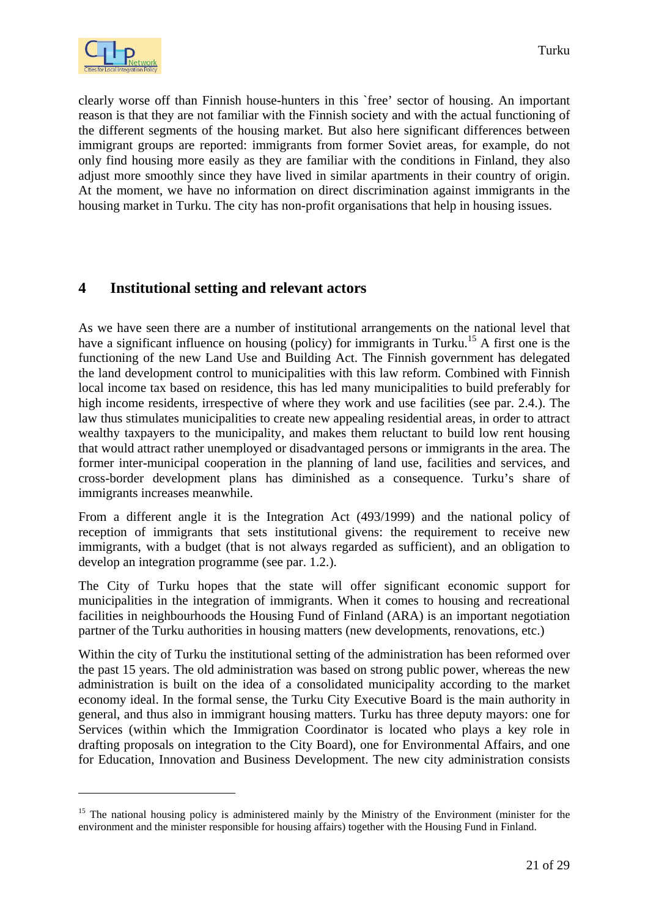clearly worse off than Finnish house-hunters in this `free' sector of housing. An important reason is that they are not familiar with the Finnish society and with the actual functioning of the different segments of the housing market. But also here significant differences between immigrant groups are reported: immigrants from former Soviet areas, for example, do not only find housing more easily as they are familiar with the conditions in Finland, they also adjust more smoothly since they have lived in similar apartments in their country of origin. At the moment, we have no information on direct discrimination against immigrants in the housing market in Turku. The city has non-profit organisations that help in housing issues.

## 4 Institutional setting and relevant actors

As we have seen there are a number of institutional arrangements on the national level that have a significant influence on housing (policy) for immigrants in Turku.[15] A first one is the functioning of the new Land Use and Building Act. The Finnish government has delegated the land development control to municipalities with this law reform. Combined with Finnish local income tax based on residence, this has led many municipalities to build preferably for high income residents, irrespective of where they work and use facilities (see par. 2.4.). The law thus stimulates municipalities to create new appealing residential areas, in order to attract wealthy taxpayers to the municipality, and makes them reluctant to build low rent housing that would attract rather unemployed or disadvantaged persons or immigrants in the area. The former inter-municipal cooperation in the planning of land use, facilities and services, and cross-border development plans has diminished as a consequence. Turku's share of immigrants increases meanwhile.

From a different angle it is the Integration Act (493/1999) and the national policy of reception of immigrants that sets institutional givens: the requirement to receive new immigrants, with a budget (that is not always regarded as sufficient), and an obligation to develop an integration programme (see par. 1.2.).

The City of Turku hopes that the state will offer significant economic support for municipalities in the integration of immigrants. When it comes to housing and recreational facilities in neighbourhoods the Housing Fund of Finland (ARA) is an important negotiation partner of the Turku authorities in housing matters (new developments, renovations, etc.)

Within the city of Turku the institutional setting of the administration has been reformed over the past 15 years. The old administration was based on strong public power, whereas the new administration is built on the idea of a consolidated municipality according to the market economy ideal. In the formal sense, the Turku City Executive Board is the main authority in general, and thus also in immigrant housing matters. Turku has three deputy mayors: one for Services (within which the Immigration Coordinator is located who plays a key role in drafting proposals on integration to the City Board), one for Environmental Affairs, and one for Education, Innovation and Business Development. The new city administration consists

[15] The national housing policy is administered mainly by the Ministry of the Environment (minister for the environment and the minister responsible for housing affairs) together with the Housing Fund in Finland.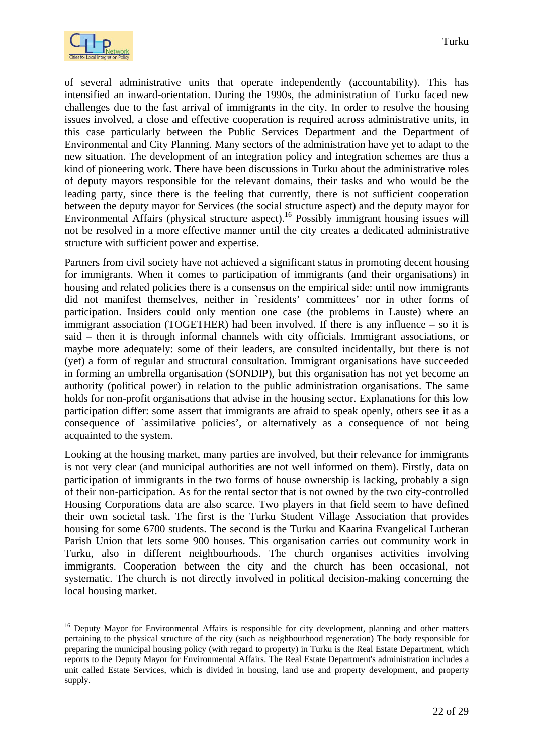of several administrative units that operate independently (accountability). This has intensified an inward-orientation. During the 1990s, the administration of Turku faced new challenges due to the fast arrival of immigrants in the city. In order to resolve the housing issues involved, a close and effective cooperation is required across administrative units, in this case particularly between the Public Services Department and the Department of Environmental and City Planning. Many sectors of the administration have yet to adapt to the new situation. The development of an integration policy and integration schemes are thus a kind of pioneering work. There have been discussions in Turku about the administrative roles of deputy mayors responsible for the relevant domains, their tasks and who would be the leading party, since there is the feeling that currently, there is not sufficient cooperation between the deputy mayor for Services (the social structure aspect) and the deputy mayor for Environmental Affairs (physical structure aspect).[16] Possibly immigrant housing issues will not be resolved in a more effective manner until the city creates a dedicated administrative structure with sufficient power and expertise.

Partners from civil society have not achieved a significant status in promoting decent housing for immigrants. When it comes to participation of immigrants (and their organisations) in housing and related policies there is a consensus on the empirical side: until now immigrants did not manifest themselves, neither in `residents' committees' nor in other forms of participation. Insiders could only mention one case (the problems in Lauste) where an immigrant association (TOGETHER) had been involved. If there is any influence – so it is said – then it is through informal channels with city officials. Immigrant associations, or maybe more adequately: some of their leaders, are consulted incidentally, but there is not (yet) a form of regular and structural consultation. Immigrant organisations have succeeded in forming an umbrella organisation (SONDIP), but this organisation has not yet become an authority (political power) in relation to the public administration organisations. The same holds for non-profit organisations that advise in the housing sector. Explanations for this low participation differ: some assert that immigrants are afraid to speak openly, others see it as a consequence of `assimilative policies', or alternatively as a consequence of not being acquainted to the system.

Looking at the housing market, many parties are involved, but their relevance for immigrants is not very clear (and municipal authorities are not well informed on them). Firstly, data on participation of immigrants in the two forms of house ownership is lacking, probably a sign of their non-participation. As for the rental sector that is not owned by the two city-controlled Housing Corporations data are also scarce. Two players in that field seem to have defined their own societal task. The first is the Turku Student Village Association that provides housing for some 6700 students. The second is the Turku and Kaarina Evangelical Lutheran Parish Union that lets some 900 houses. This organisation carries out community work in Turku, also in different neighbourhoods. The church organises activities involving immigrants. Cooperation between the city and the church has been occasional, not systematic. The church is not directly involved in political decision-making concerning the local housing market.

---

[16] Deputy Mayor for Environmental Affairs is responsible for city development, planning and other matters pertaining to the physical structure of the city (such as neighbourhood regeneration) The body responsible for preparing the municipal housing policy (with regard to property) in Turku is the Real Estate Department, which reports to the Deputy Mayor for Environmental Affairs. The Real Estate Department's administration includes a unit called Estate Services, which is divided in housing, land use and property development, and property supply.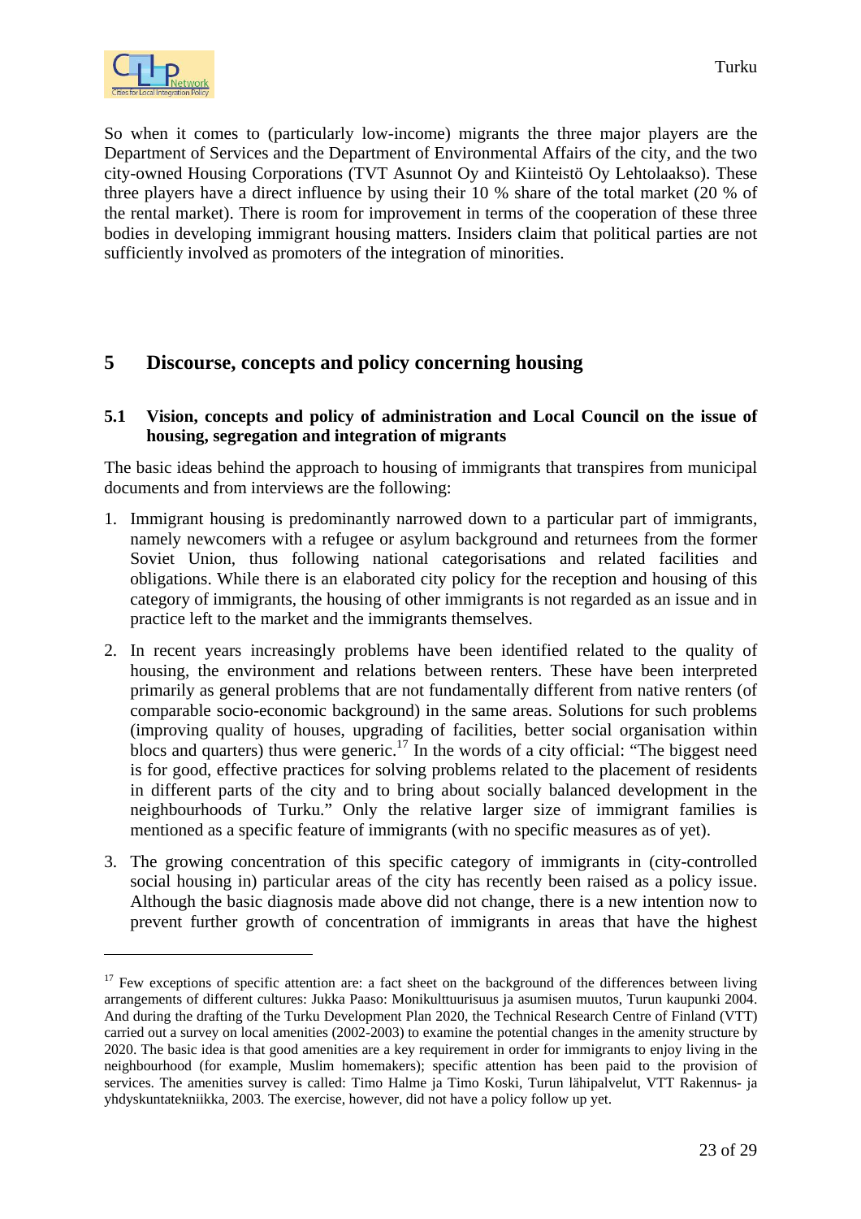So when it comes to (particularly low-income) migrants the three major players are the Department of Services and the Department of Environmental Affairs of the city, and the two city-owned Housing Corporations (TVT Asunnot Oy and Kiinteistö Oy Lehtolaakso). These three players have a direct influence by using their 10 % share of the total market (20 % of the rental market). There is room for improvement in terms of the cooperation of these three bodies in developing immigrant housing matters. Insiders claim that political parties are not sufficiently involved as promoters of the integration of minorities.

## 5 Discourse, concepts and policy concerning housing

### 5.1 Vision, concepts and policy of administration and Local Council on the issue of housing, segregation and integration of migrants

The basic ideas behind the approach to housing of immigrants that transpires from municipal documents and from interviews are the following:

1. Immigrant housing is predominantly narrowed down to a particular part of immigrants, namely newcomers with a refugee or asylum background and returnees from the former Soviet Union, thus following national categorisations and related facilities and obligations. While there is an elaborated city policy for the reception and housing of this category of immigrants, the housing of other immigrants is not regarded as an issue and in practice left to the market and the immigrants themselves.
2. In recent years increasingly problems have been identified related to the quality of housing, the environment and relations between renters. These have been interpreted primarily as general problems that are not fundamentally different from native renters (of comparable socio-economic background) in the same areas. Solutions for such problems (improving quality of houses, upgrading of facilities, better social organisation within blocs and quarters) thus were generic.[17] In the words of a city official: "The biggest need is for good, effective practices for solving problems related to the placement of residents in different parts of the city and to bring about socially balanced development in the neighbourhoods of Turku." Only the relative larger size of immigrant families is mentioned as a specific feature of immigrants (with no specific measures as of yet).
3. The growing concentration of this specific category of immigrants in (city-controlled social housing in) particular areas of the city has recently been raised as a policy issue. Although the basic diagnosis made above did not change, there is a new intention now to prevent further growth of concentration of immigrants in areas that have the highest

[17] Few exceptions of specific attention are: a fact sheet on the background of the differences between living arrangements of different cultures: Jukka Paaso: Monikulttuurisuus ja asumisen muutos, Turun kaupunki 2004. And during the drafting of the Turku Development Plan 2020, the Technical Research Centre of Finland (VTT) carried out a survey on local amenities (2002-2003) to examine the potential changes in the amenity structure by 2020. The basic idea is that good amenities are a key requirement in order for immigrants to enjoy living in the neighbourhood (for example, Muslim homemakers); specific attention has been paid to the provision of services. The amenities survey is called: Timo Halme ja Timo Koski, Turun lähipalvelut, VTT Rakennus- ja yhdyskuntatekniikka, 2003. The exercise, however, did not have a policy follow up yet.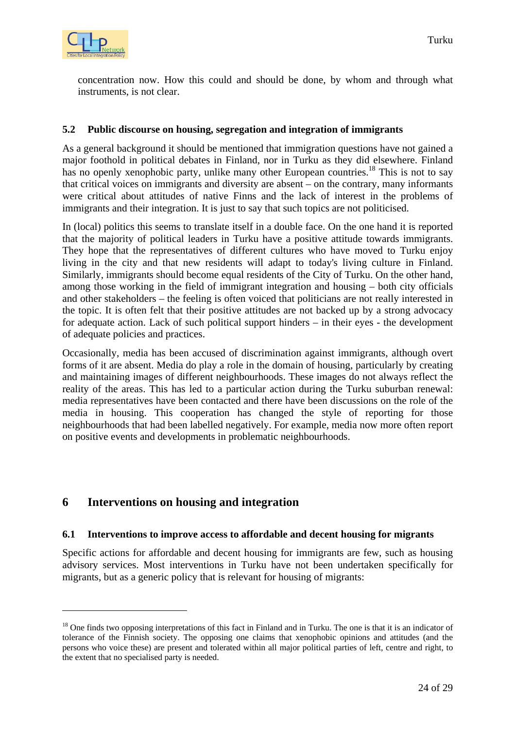concentration now. How this could and should be done, by whom and through what instruments, is not clear.

### 5.2 Public discourse on housing, segregation and integration of immigrants

As a general background it should be mentioned that immigration questions have not gained a major foothold in political debates in Finland, nor in Turku as they did elsewhere. Finland has no openly xenophobic party, unlike many other European countries.[18] This is not to say that critical voices on immigrants and diversity are absent – on the contrary, many informants were critical about attitudes of native Finns and the lack of interest in the problems of immigrants and their integration. It is just to say that such topics are not politicised.

In (local) politics this seems to translate itself in a double face. On the one hand it is reported that the majority of political leaders in Turku have a positive attitude towards immigrants. They hope that the representatives of different cultures who have moved to Turku enjoy living in the city and that new residents will adapt to today's living culture in Finland. Similarly, immigrants should become equal residents of the City of Turku. On the other hand, among those working in the field of immigrant integration and housing – both city officials and other stakeholders – the feeling is often voiced that politicians are not really interested in the topic. It is often felt that their positive attitudes are not backed up by a strong advocacy for adequate action. Lack of such political support hinders – in their eyes - the development of adequate policies and practices.

Occasionally, media has been accused of discrimination against immigrants, although overt forms of it are absent. Media do play a role in the domain of housing, particularly by creating and maintaining images of different neighbourhoods. These images do not always reflect the reality of the areas. This has led to a particular action during the Turku suburban renewal: media representatives have been contacted and there have been discussions on the role of the media in housing. This cooperation has changed the style of reporting for those neighbourhoods that had been labelled negatively. For example, media now more often report on positive events and developments in problematic neighbourhoods.

## 6 Interventions on housing and integration

### 6.1 Interventions to improve access to affordable and decent housing for migrants

Specific actions for affordable and decent housing for immigrants are few, such as housing advisory services. Most interventions in Turku have not been undertaken specifically for migrants, but as a generic policy that is relevant for housing of migrants:

---

[18] One finds two opposing interpretations of this fact in Finland and in Turku. The one is that it is an indicator of tolerance of the Finnish society. The opposing one claims that xenophobic opinions and attitudes (and the persons who voice these) are present and tolerated within all major political parties of left, centre and right, to the extent that no specialised party is needed.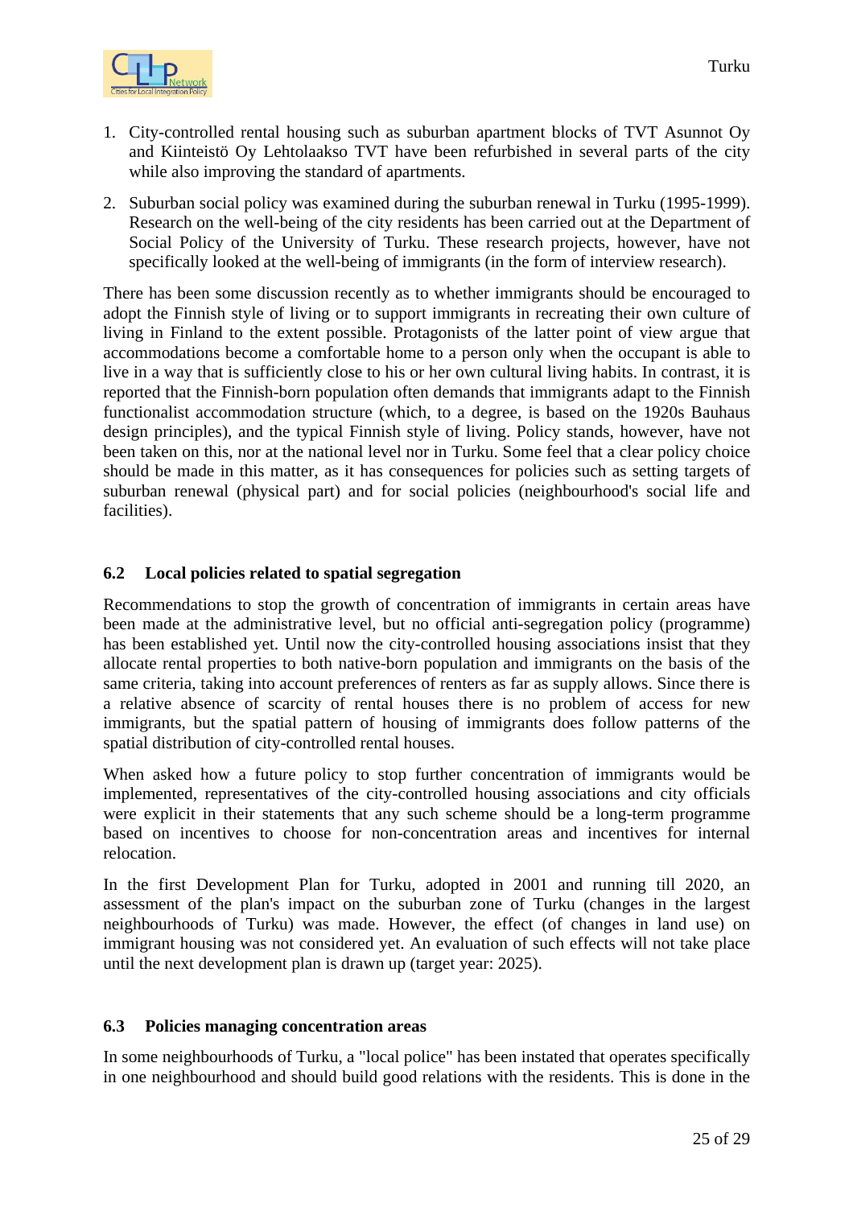1. City-controlled rental housing such as suburban apartment blocks of TVT Asunnot Oy and Kiinteistö Oy Lehtolaakso TVT have been refurbished in several parts of the city while also improving the standard of apartments.
2. Suburban social policy was examined during the suburban renewal in Turku (1995-1999). Research on the well-being of the city residents has been carried out at the Department of Social Policy of the University of Turku. These research projects, however, have not specifically looked at the well-being of immigrants (in the form of interview research).

There has been some discussion recently as to whether immigrants should be encouraged to adopt the Finnish style of living or to support immigrants in recreating their own culture of living in Finland to the extent possible. Protagonists of the latter point of view argue that accommodations become a comfortable home to a person only when the occupant is able to live in a way that is sufficiently close to his or her own cultural living habits. In contrast, it is reported that the Finnish-born population often demands that immigrants adapt to the Finnish functionalist accommodation structure (which, to a degree, is based on the 1920s Bauhaus design principles), and the typical Finnish style of living. Policy stands, however, have not been taken on this, nor at the national level nor in Turku. Some feel that a clear policy choice should be made in this matter, as it has consequences for policies such as setting targets of suburban renewal (physical part) and for social policies (neighbourhood's social life and facilities).

### 6.2 Local policies related to spatial segregation

Recommendations to stop the growth of concentration of immigrants in certain areas have been made at the administrative level, but no official anti-segregation policy (programme) has been established yet. Until now the city-controlled housing associations insist that they allocate rental properties to both native-born population and immigrants on the basis of the same criteria, taking into account preferences of renters as far as supply allows. Since there is a relative absence of scarcity of rental houses there is no problem of access for new immigrants, but the spatial pattern of housing of immigrants does follow patterns of the spatial distribution of city-controlled rental houses.

When asked how a future policy to stop further concentration of immigrants would be implemented, representatives of the city-controlled housing associations and city officials were explicit in their statements that any such scheme should be a long-term programme based on incentives to choose for non-concentration areas and incentives for internal relocation.

In the first Development Plan for Turku, adopted in 2001 and running till 2020, an assessment of the plan's impact on the suburban zone of Turku (changes in the largest neighbourhoods of Turku) was made. However, the effect (of changes in land use) on immigrant housing was not considered yet. An evaluation of such effects will not take place until the next development plan is drawn up (target year: 2025).

### 6.3 Policies managing concentration areas

In some neighbourhoods of Turku, a "local police" has been instated that operates specifically in one neighbourhood and should build good relations with the residents. This is done in the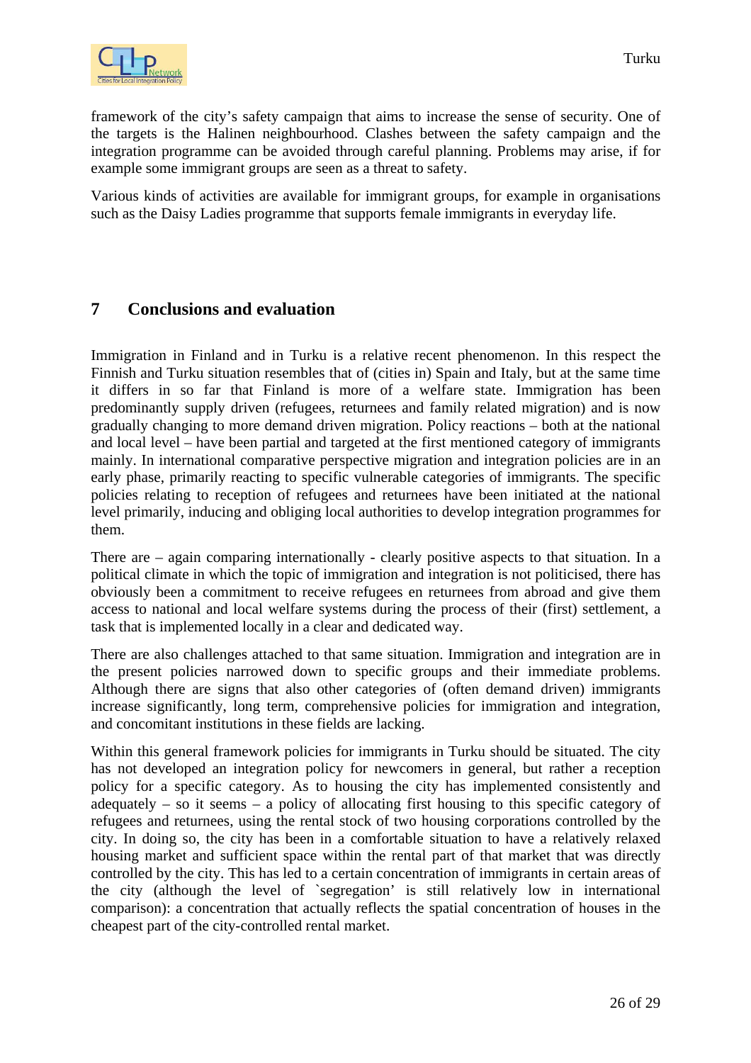framework of the city's safety campaign that aims to increase the sense of security. One of the targets is the Halinen neighbourhood. Clashes between the safety campaign and the integration programme can be avoided through careful planning. Problems may arise, if for example some immigrant groups are seen as a threat to safety.

Various kinds of activities are available for immigrant groups, for example in organisations such as the Daisy Ladies programme that supports female immigrants in everyday life.

## 7 Conclusions and evaluation

Immigration in Finland and in Turku is a relative recent phenomenon. In this respect the Finnish and Turku situation resembles that of (cities in) Spain and Italy, but at the same time it differs in so far that Finland is more of a welfare state. Immigration has been predominantly supply driven (refugees, returnees and family related migration) and is now gradually changing to more demand driven migration. Policy reactions – both at the national and local level – have been partial and targeted at the first mentioned category of immigrants mainly. In international comparative perspective migration and integration policies are in an early phase, primarily reacting to specific vulnerable categories of immigrants. The specific policies relating to reception of refugees and returnees have been initiated at the national level primarily, inducing and obliging local authorities to develop integration programmes for them.

There are – again comparing internationally - clearly positive aspects to that situation. In a political climate in which the topic of immigration and integration is not politicised, there has obviously been a commitment to receive refugees en returnees from abroad and give them access to national and local welfare systems during the process of their (first) settlement, a task that is implemented locally in a clear and dedicated way.

There are also challenges attached to that same situation. Immigration and integration are in the present policies narrowed down to specific groups and their immediate problems. Although there are signs that also other categories of (often demand driven) immigrants increase significantly, long term, comprehensive policies for immigration and integration, and concomitant institutions in these fields are lacking.

Within this general framework policies for immigrants in Turku should be situated. The city has not developed an integration policy for newcomers in general, but rather a reception policy for a specific category. As to housing the city has implemented consistently and adequately – so it seems – a policy of allocating first housing to this specific category of refugees and returnees, using the rental stock of two housing corporations controlled by the city. In doing so, the city has been in a comfortable situation to have a relatively relaxed housing market and sufficient space within the rental part of that market that was directly controlled by the city. This has led to a certain concentration of immigrants in certain areas of the city (although the level of `segregation' is still relatively low in international comparison): a concentration that actually reflects the spatial concentration of houses in the cheapest part of the city-controlled rental market.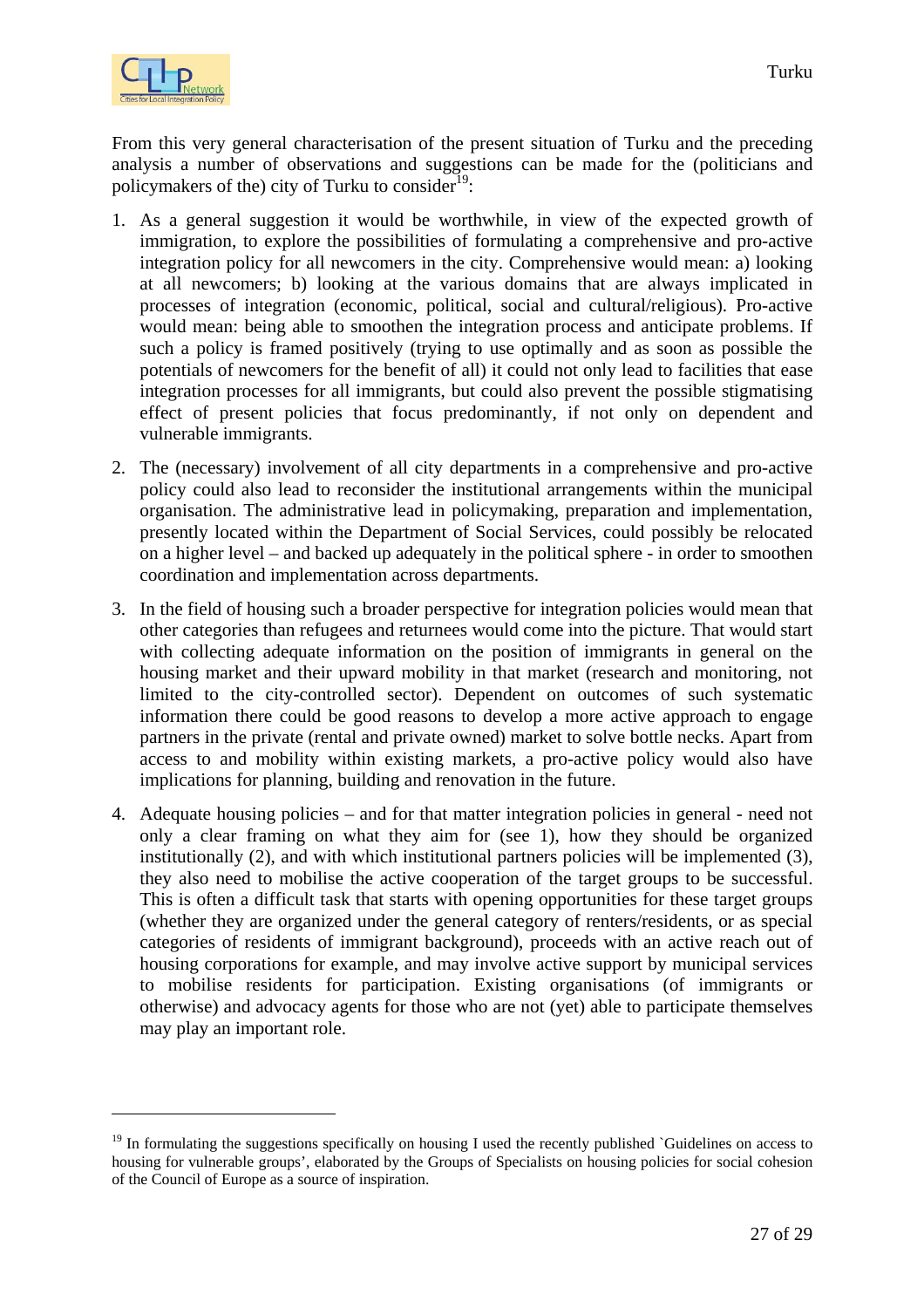From this very general characterisation of the present situation of Turku and the preceding analysis a number of observations and suggestions can be made for the (politicians and policymakers of the) city of Turku to consider[19]:

1. As a general suggestion it would be worthwhile, in view of the expected growth of immigration, to explore the possibilities of formulating a comprehensive and pro-active integration policy for all newcomers in the city. Comprehensive would mean: a) looking at all newcomers; b) looking at the various domains that are always implicated in processes of integration (economic, political, social and cultural/religious). Pro-active would mean: being able to smoothen the integration process and anticipate problems. If such a policy is framed positively (trying to use optimally and as soon as possible the potentials of newcomers for the benefit of all) it could not only lead to facilities that ease integration processes for all immigrants, but could also prevent the possible stigmatising effect of present policies that focus predominantly, if not only on dependent and vulnerable immigrants.

2. The (necessary) involvement of all city departments in a comprehensive and pro-active policy could also lead to reconsider the institutional arrangements within the municipal organisation. The administrative lead in policymaking, preparation and implementation, presently located within the Department of Social Services, could possibly be relocated on a higher level – and backed up adequately in the political sphere - in order to smoothen coordination and implementation across departments.

3. In the field of housing such a broader perspective for integration policies would mean that other categories than refugees and returnees would come into the picture. That would start with collecting adequate information on the position of immigrants in general on the housing market and their upward mobility in that market (research and monitoring, not limited to the city-controlled sector). Dependent on outcomes of such systematic information there could be good reasons to develop a more active approach to engage partners in the private (rental and private owned) market to solve bottle necks. Apart from access to and mobility within existing markets, a pro-active policy would also have implications for planning, building and renovation in the future.

4. Adequate housing policies – and for that matter integration policies in general - need not only a clear framing on what they aim for (see 1), how they should be organized institutionally (2), and with which institutional partners policies will be implemented (3), they also need to mobilise the active cooperation of the target groups to be successful. This is often a difficult task that starts with opening opportunities for these target groups (whether they are organized under the general category of renters/residents, or as special categories of residents of immigrant background), proceeds with an active reach out of housing corporations for example, and may involve active support by municipal services to mobilise residents for participation. Existing organisations (of immigrants or otherwise) and advocacy agents for those who are not (yet) able to participate themselves may play an important role.

---

[19] In formulating the suggestions specifically on housing I used the recently published `Guidelines on access to housing for vulnerable groups', elaborated by the Groups of Specialists on housing policies for social cohesion of the Council of Europe as a source of inspiration.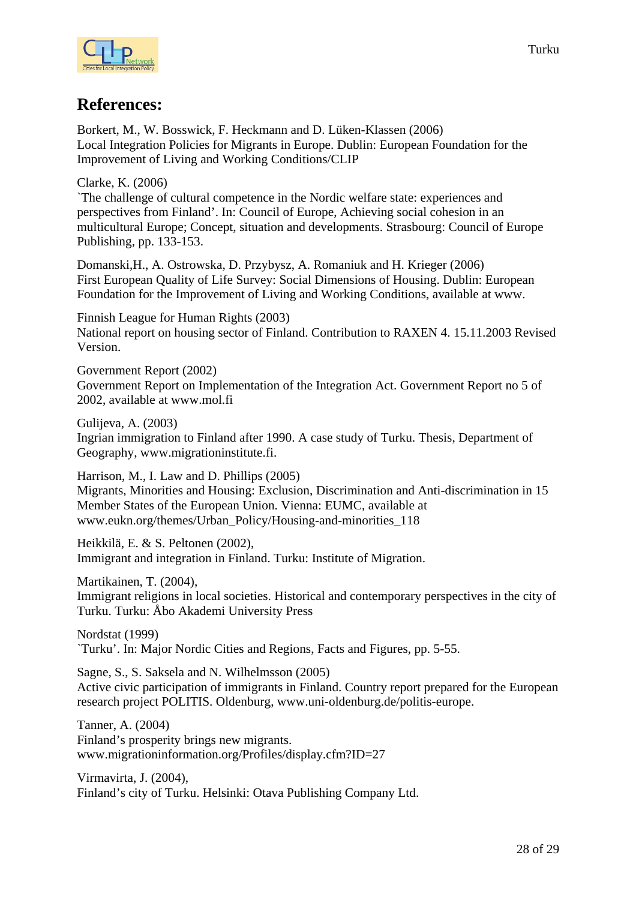## References:

Borkert, M., W. Bosswick, F. Heckmann and D. Lüken-Klassen (2006)
Local Integration Policies for Migrants in Europe. Dublin: European Foundation for the Improvement of Living and Working Conditions/CLIP

Clarke, K. (2006)
`The challenge of cultural competence in the Nordic welfare state: experiences and perspectives from Finland'. In: Council of Europe, Achieving social cohesion in an multicultural Europe; Concept, situation and developments. Strasbourg: Council of Europe Publishing, pp. 133-153.

Domanski,H., A. Ostrowska, D. Przybysz, A. Romaniuk and H. Krieger (2006)
First European Quality of Life Survey: Social Dimensions of Housing. Dublin: European Foundation for the Improvement of Living and Working Conditions, available at www.

Finnish League for Human Rights (2003)
National report on housing sector of Finland. Contribution to RAXEN 4. 15.11.2003 Revised Version.

Government Report (2002)
Government Report on Implementation of the Integration Act. Government Report no 5 of 2002, available at www.mol.fi

Gulijeva, A. (2003)
Ingrian immigration to Finland after 1990. A case study of Turku. Thesis, Department of Geography, www.migrationinstitute.fi.

Harrison, M., I. Law and D. Phillips (2005)
Migrants, Minorities and Housing: Exclusion, Discrimination and Anti-discrimination in 15 Member States of the European Union. Vienna: EUMC, available at www.eukn.org/themes/Urban_Policy/Housing-and-minorities_118

Heikkilä, E. & S. Peltonen (2002),
Immigrant and integration in Finland. Turku: Institute of Migration.

Martikainen, T. (2004),
Immigrant religions in local societies. Historical and contemporary perspectives in the city of Turku. Turku: Åbo Akademi University Press

Nordstat (1999)
`Turku'. In: Major Nordic Cities and Regions, Facts and Figures, pp. 5-55.

Sagne, S., S. Saksela and N. Wilhelmsson (2005)
Active civic participation of immigrants in Finland. Country report prepared for the European research project POLITIS. Oldenburg, www.uni-oldenburg.de/politis-europe.

Tanner, A. (2004)
Finland's prosperity brings new migrants.
www.migrationinformation.org/Profiles/display.cfm?ID=27

Virmavirta, J. (2004),
Finland's city of Turku. Helsinki: Otava Publishing Company Ltd.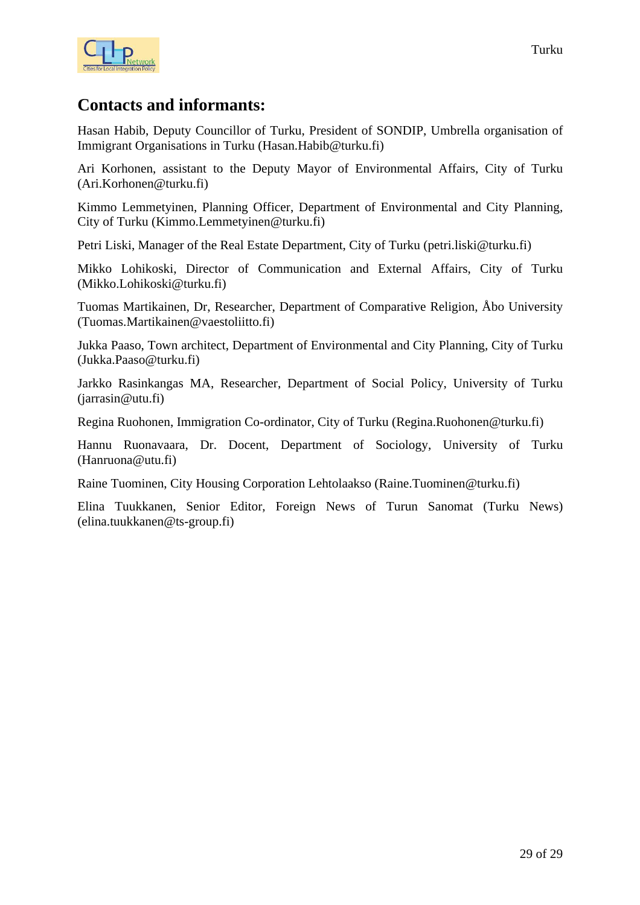## Contacts and informants:

Hasan Habib, Deputy Councillor of Turku, President of SONDIP, Umbrella organisation of Immigrant Organisations in Turku (Hasan.Habib@turku.fi)

Ari Korhonen, assistant to the Deputy Mayor of Environmental Affairs, City of Turku (Ari.Korhonen@turku.fi)

Kimmo Lemmetyinen, Planning Officer, Department of Environmental and City Planning, City of Turku (Kimmo.Lemmetyinen@turku.fi)

Petri Liski, Manager of the Real Estate Department, City of Turku (petri.liski@turku.fi)

Mikko Lohikoski, Director of Communication and External Affairs, City of Turku (Mikko.Lohikoski@turku.fi)

Tuomas Martikainen, Dr, Researcher, Department of Comparative Religion, Åbo University (Tuomas.Martikainen@vaestoliitto.fi)

Jukka Paaso, Town architect, Department of Environmental and City Planning, City of Turku (Jukka.Paaso@turku.fi)

Jarkko Rasinkangas MA, Researcher, Department of Social Policy, University of Turku (jarrasin@utu.fi)

Regina Ruohonen, Immigration Co-ordinator, City of Turku (Regina.Ruohonen@turku.fi)

Hannu Ruonavaara, Dr. Docent, Department of Sociology, University of Turku (Hanruona@utu.fi)

Raine Tuominen, City Housing Corporation Lehtolaakso (Raine.Tuominen@turku.fi)

Elina Tuukkanen, Senior Editor, Foreign News of Turun Sanomat (Turku News) (elina.tuukkanen@ts-group.fi)